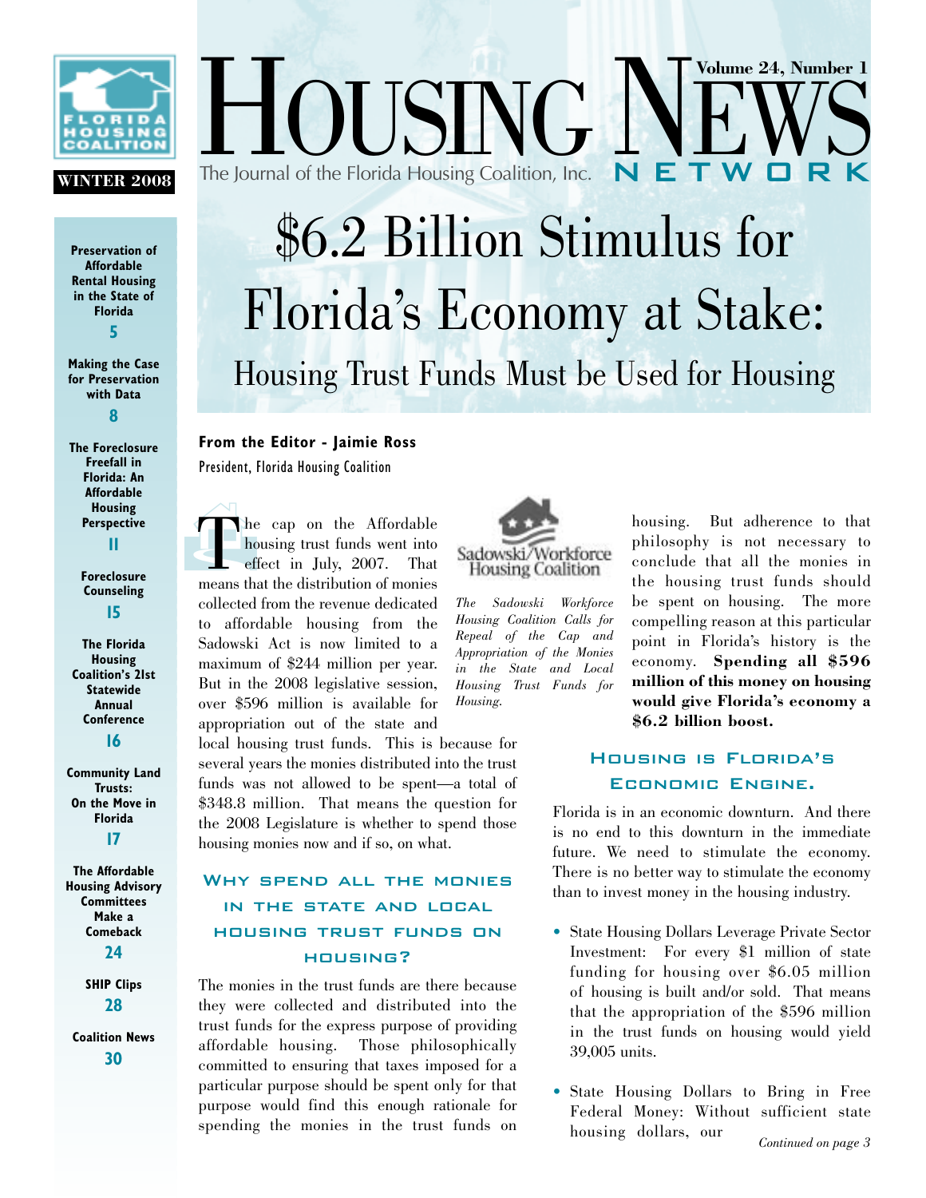FLORIDA HOUSING COALITION

WINTER 2008

# HOUSING NEWS NETWORK

The Journal of the Florida Housing Coalition, Inc.

Volume 24, Number 1

Preservation of Affordable Rental Housing in the State of Florida **5**

Making the Case for Preservation with Data **8**

The Foreclosure Freefall in Florida: An Affordable Housing Perspective **11**

Foreclosure Counseling **15**

The Florida Housing Coalition's 21st Statewide Annual Conference **16**

Community Land Trusts: On the Move in Florida **17**

The Affordable Housing Advisory Committees Make a Comeback **24**

SHIP Clips **28**

Coalition News **30**

# $6.2 Billion Stimulus for Florida's Economy at Stake:

## Housing Trust Funds Must be Used for Housing

**From the Editor - Jaimie Ross**
President, Florida Housing Coalition

The cap on the Affordable housing trust funds went into effect in July, 2007. That means that the distribution of monies collected from the revenue dedicated to affordable housing from the Sadowski Act is now limited to a maximum of $244 million per year. But in the 2008 legislative session, over $596 million is available for appropriation out of the state and local housing trust funds. This is because for several years the monies distributed into the trust funds was not allowed to be spent—a total of $348.8 million. That means the question for the 2008 Legislature is whether to spend those housing monies now and if so, on what.

Sadowski/Workforce Housing Coalition

*The Sadowski Workforce Housing Coalition Calls for Repeal of the Cap and Appropriation of the Monies in the State and Local Housing Trust Funds for Housing.*

### Why spend all the monies in the state and local housing trust funds on housing?

The monies in the trust funds are there because they were collected and distributed into the trust funds for the express purpose of providing affordable housing. Those philosophically committed to ensuring that taxes imposed for a particular purpose should be spent only for that purpose would find this enough rationale for spending the monies in the trust funds on housing. But adherence to that philosophy is not necessary to conclude that all the monies in the housing trust funds should be spent on housing. The more compelling reason at this particular point in Florida's history is the economy. **Spending all $596 million of this money on housing would give Florida's economy a $6.2 billion boost.**

### Housing is Florida's Economic Engine.

Florida is in an economic downturn. And there is no end to this downturn in the immediate future. We need to stimulate the economy. There is no better way to stimulate the economy than to invest money in the housing industry.

- State Housing Dollars Leverage Private Sector Investment: For every $1 million of state funding for housing over $6.05 million of housing is built and/or sold. That means that the appropriation of the $596 million in the trust funds on housing would yield 39,005 units.

- State Housing Dollars to Bring in Free Federal Money: Without sufficient state housing dollars, our

*Continued on page 3*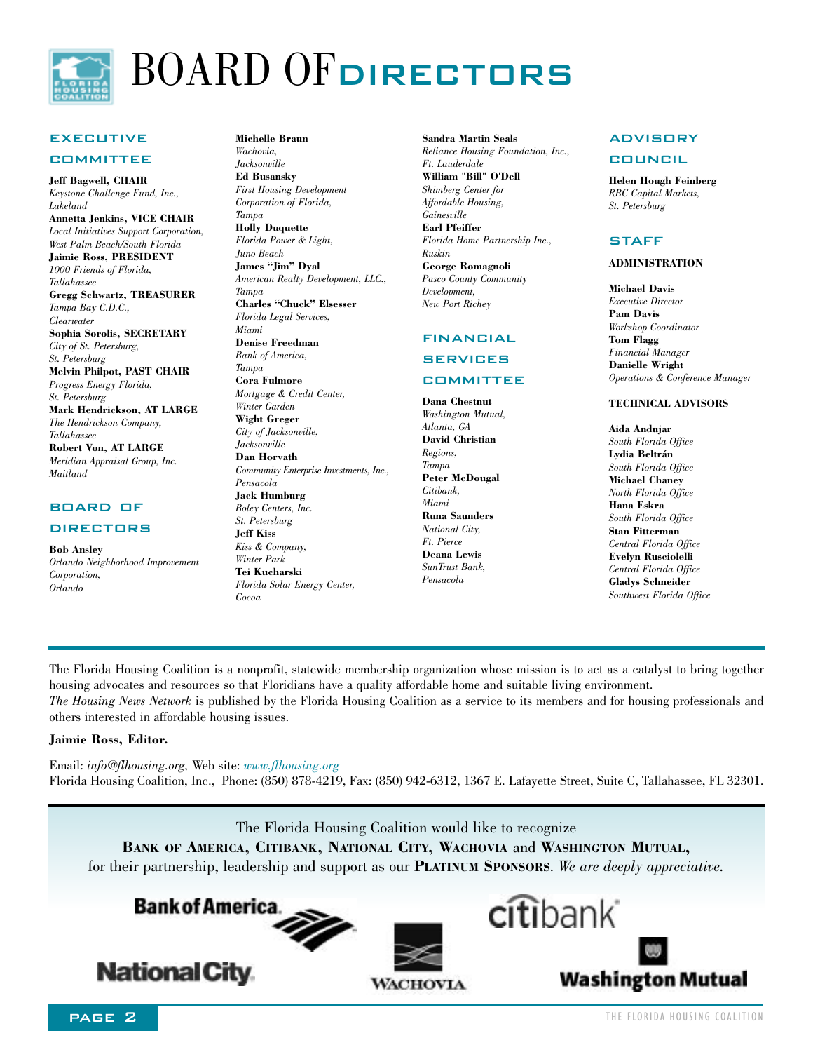# BOARD OF DIRECTORS

## EXECUTIVE COMMITTEE

**Jeff Bagwell, CHAIR**
*Keystone Challenge Fund, Inc., Lakeland*

**Annetta Jenkins, VICE CHAIR**
*Local Initiatives Support Corporation, West Palm Beach/South Florida*

**Jaimie Ross, PRESIDENT**
*1000 Friends of Florida, Tallahassee*

**Gregg Schwartz, TREASURER**
*Tampa Bay C.D.C., Clearwater*

**Sophia Sorolis, SECRETARY**
*City of St. Petersburg, St. Petersburg*

**Melvin Philpot, PAST CHAIR**
*Progress Energy Florida, St. Petersburg*

**Mark Hendrickson, AT LARGE**
*The Hendrickson Company, Tallahassee*

**Robert Von, AT LARGE**
*Meridian Appraisal Group, Inc. Maitland*

## BOARD OF DIRECTORS

**Bob Ansley**
*Orlando Neighborhood Improvement Corporation, Orlando*

**Michelle Braun**
*Wachovia, Jacksonville*

**Ed Busansky**
*First Housing Development Corporation of Florida, Tampa*

**Holly Duquette**
*Florida Power & Light, Juno Beach*

**James "Jim" Dyal**
*American Realty Development, LLC., Tampa*

**Charles "Chuck" Elsesser**
*Florida Legal Services, Miami*

**Denise Freedman**
*Bank of America, Tampa*

**Cora Fulmore**
*Mortgage & Credit Center, Winter Garden*

**Wight Greger**
*City of Jacksonville, Jacksonville*

**Dan Horvath**
*Community Enterprise Investments, Inc., Pensacola*

**Jack Humburg**
*Boley Centers, Inc. St. Petersburg*

**Jeff Kiss**
*Kiss & Company, Winter Park*

**Tei Kucharski**
*Florida Solar Energy Center, Cocoa*

**Sandra Martin Seals**
*Reliance Housing Foundation, Inc., Ft. Lauderdale*

**William "Bill" O'Dell**
*Shimberg Center for Affordable Housing, Gainesville*

**Earl Pfeiffer**
*Florida Home Partnership Inc., Ruskin*

**George Romagnoli**
*Pasco County Community Development, New Port Richey*

## FINANCIAL SERVICES COMMITTEE

**Dana Chestnut**
*Washington Mutual, Atlanta, GA*

**David Christian**
*Regions, Tampa*

**Peter McDougal**
*Citibank, Miami*

**Runa Saunders**
*National City, Ft. Pierce*

**Deana Lewis**
*SunTrust Bank, Pensacola*

## ADVISORY COUNCIL

**Helen Hough Feinberg**
*RBC Capital Markets, St. Petersburg*

## STAFF

### ADMINISTRATION

**Michael Davis**
*Executive Director*

**Pam Davis**
*Workshop Coordinator*

**Tom Flagg**
*Financial Manager*

**Danielle Wright**
*Operations & Conference Manager*

### TECHNICAL ADVISORS

**Aida Andujar**
*South Florida Office*

**Lydia Beltrán**
*South Florida Office*

**Michael Chaney**
*North Florida Office*

**Hana Eskra**
*South Florida Office*

**Stan Fitterman**
*Central Florida Office*

**Evelyn Rusciolelli**
*Central Florida Office*

**Gladys Schneider**
*Southwest Florida Office*

---

The Florida Housing Coalition is a nonprofit, statewide membership organization whose mission is to act as a catalyst to bring together housing advocates and resources so that Floridians have a quality affordable home and suitable living environment.
*The Housing News Network* is published by the Florida Housing Coalition as a service to its members and for housing professionals and others interested in affordable housing issues.

**Jaimie Ross, Editor.**

Email: *info@flhousing.org*, Web site: *www.flhousing.org*
Florida Housing Coalition, Inc., Phone: (850) 878-4219, Fax: (850) 942-6312, 1367 E. Lafayette Street, Suite C, Tallahassee, FL 32301.

---

The Florida Housing Coalition would like to recognize
**BANK OF AMERICA, CITIBANK, NATIONAL CITY, WACHOVIA** and **WASHINGTON MUTUAL,**
for their partnership, leadership and support as our **PLATINUM SPONSORS**. *We are deeply appreciative.*

Bank of America · citibank · National City · Wachovia · Washington Mutual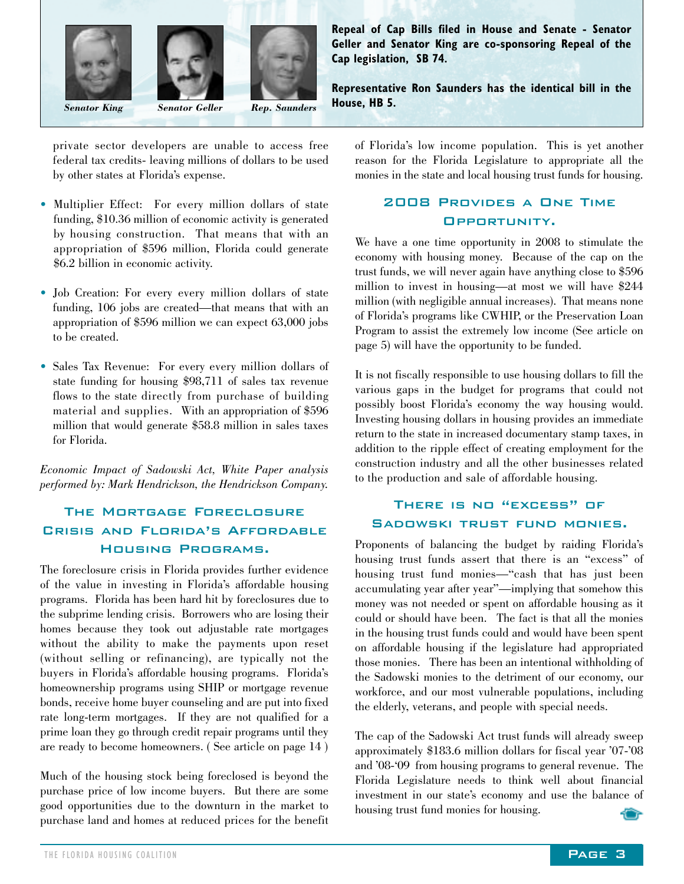Senator King Senator Geller Rep. Saunders

**Repeal of Cap Bills filed in House and Senate - Senator Geller and Senator King are co-sponsoring Repeal of the Cap legislation, SB 74.**

**Representative Ron Saunders has the identical bill in the House, HB 5.**

private sector developers are unable to access free federal tax credits- leaving millions of dollars to be used by other states at Florida's expense.

- Multiplier Effect: For every million dollars of state funding, $10.36 million of economic activity is generated by housing construction. That means that with an appropriation of $596 million, Florida could generate $6.2 billion in economic activity.
- Job Creation: For every every million dollars of state funding, 106 jobs are created—that means that with an appropriation of $596 million we can expect 63,000 jobs to be created.
- Sales Tax Revenue: For every every million dollars of state funding for housing $98,711 of sales tax revenue flows to the state directly from purchase of building material and supplies. With an appropriation of $596 million that would generate $58.8 million in sales taxes for Florida.

*Economic Impact of Sadowski Act, White Paper analysis performed by: Mark Hendrickson, the Hendrickson Company.*

## The Mortgage Foreclosure Crisis and Florida's Affordable Housing Programs.

The foreclosure crisis in Florida provides further evidence of the value in investing in Florida's affordable housing programs. Florida has been hard hit by foreclosures due to the subprime lending crisis. Borrowers who are losing their homes because they took out adjustable rate mortgages without the ability to make the payments upon reset (without selling or refinancing), are typically not the buyers in Florida's affordable housing programs. Florida's homeownership programs using SHIP or mortgage revenue bonds, receive home buyer counseling and are put into fixed rate long-term mortgages. If they are not qualified for a prime loan they go through credit repair programs until they are ready to become homeowners. ( See article on page 14 )

Much of the housing stock being foreclosed is beyond the purchase price of low income buyers. But there are some good opportunities due to the downturn in the market to purchase land and homes at reduced prices for the benefit of Florida's low income population. This is yet another reason for the Florida Legislature to appropriate all the monies in the state and local housing trust funds for housing.

## 2008 Provides a One Time Opportunity.

We have a one time opportunity in 2008 to stimulate the economy with housing money. Because of the cap on the trust funds, we will never again have anything close to $596 million to invest in housing—at most we will have $244 million (with negligible annual increases). That means none of Florida's programs like CWHIP, or the Preservation Loan Program to assist the extremely low income (See article on page 5) will have the opportunity to be funded.

It is not fiscally responsible to use housing dollars to fill the various gaps in the budget for programs that could not possibly boost Florida's economy the way housing would. Investing housing dollars in housing provides an immediate return to the state in increased documentary stamp taxes, in addition to the ripple effect of creating employment for the construction industry and all the other businesses related to the production and sale of affordable housing.

## There is no "excess" of Sadowski trust fund monies.

Proponents of balancing the budget by raiding Florida's housing trust funds assert that there is an "excess" of housing trust fund monies—"cash that has just been accumulating year after year"—implying that somehow this money was not needed or spent on affordable housing as it could or should have been. The fact is that all the monies in the housing trust funds could and would have been spent on affordable housing if the legislature had appropriated those monies. There has been an intentional withholding of the Sadowski monies to the detriment of our economy, our workforce, and our most vulnerable populations, including the elderly, veterans, and people with special needs.

The cap of the Sadowski Act trust funds will already sweep approximately $183.6 million dollars for fiscal year '07-'08 and '08-'09 from housing programs to general revenue. The Florida Legislature needs to think well about financial investment in our state's economy and use the balance of housing trust fund monies for housing.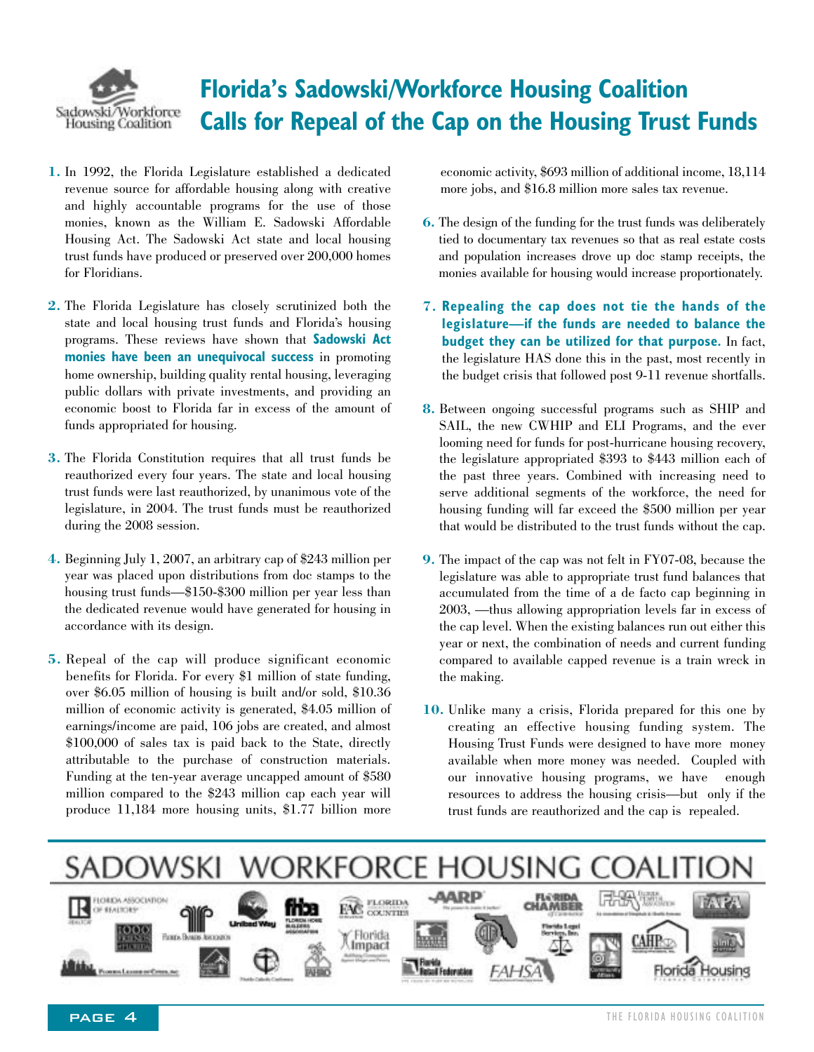# Florida's Sadowski/Workforce Housing Coalition Calls for Repeal of the Cap on the Housing Trust Funds

1. In 1992, the Florida Legislature established a dedicated revenue source for affordable housing along with creative and highly accountable programs for the use of those monies, known as the William E. Sadowski Affordable Housing Act. The Sadowski Act state and local housing trust funds have produced or preserved over 200,000 homes for Floridians.

2. The Florida Legislature has closely scrutinized both the state and local housing trust funds and Florida's housing programs. These reviews have shown that **Sadowski Act monies have been an unequivocal success** in promoting home ownership, building quality rental housing, leveraging public dollars with private investments, and providing an economic boost to Florida far in excess of the amount of funds appropriated for housing.

3. The Florida Constitution requires that all trust funds be reauthorized every four years. The state and local housing trust funds were last reauthorized, by unanimous vote of the legislature, in 2004. The trust funds must be reauthorized during the 2008 session.

4. Beginning July 1, 2007, an arbitrary cap of $243 million per year was placed upon distributions from doc stamps to the housing trust funds—$150-$300 million per year less than the dedicated revenue would have generated for housing in accordance with its design.

5. Repeal of the cap will produce significant economic benefits for Florida. For every $1 million of state funding, over $6.05 million of housing is built and/or sold, $10.36 million of economic activity is generated, $4.05 million of earnings/income are paid, 106 jobs are created, and almost $100,000 of sales tax is paid back to the State, directly attributable to the purchase of construction materials. Funding at the ten-year average uncapped amount of $580 million compared to the $243 million cap each year will produce 11,184 more housing units, $1.77 billion more economic activity, $693 million of additional income, 18,114 more jobs, and $16.8 million more sales tax revenue.

6. The design of the funding for the trust funds was deliberately tied to documentary tax revenues so that as real estate costs and population increases drove up doc stamp receipts, the monies available for housing would increase proportionately.

7. **Repealing the cap does not tie the hands of the legislature—if the funds are needed to balance the budget they can be utilized for that purpose.** In fact, the legislature HAS done this in the past, most recently in the budget crisis that followed post 9-11 revenue shortfalls.

8. Between ongoing successful programs such as SHIP and SAIL, the new CWHIP and ELI Programs, and the ever looming need for funds for post-hurricane housing recovery, the legislature appropriated $393 to $443 million each of the past three years. Combined with increasing need to serve additional segments of the workforce, the need for housing funding will far exceed the $500 million per year that would be distributed to the trust funds without the cap.

9. The impact of the cap was not felt in FY07-08, because the legislature was able to appropriate trust fund balances that accumulated from the time of a de facto cap beginning in 2003, —thus allowing appropriation levels far in excess of the cap level. When the existing balances run out either this year or next, the combination of needs and current funding compared to available capped revenue is a train wreck in the making.

10. Unlike many a crisis, Florida prepared for this one by creating an effective housing funding system. The Housing Trust Funds were designed to have more money available when more money was needed. Coupled with our innovative housing programs, we have enough resources to address the housing crisis—but only if the trust funds are reauthorized and the cap is repealed.

## SADOWSKI WORKFORCE HOUSING COALITION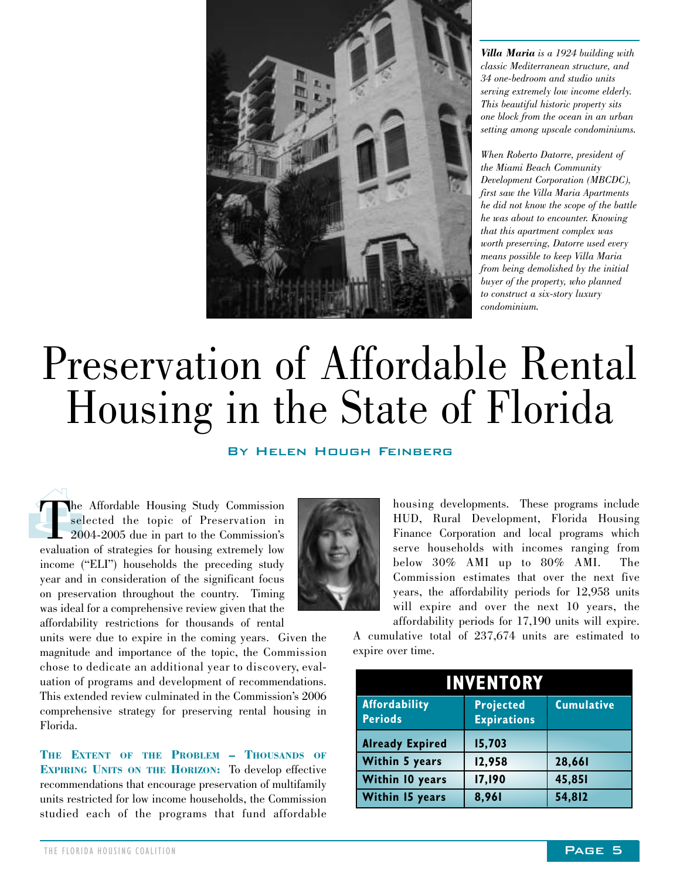*__Villa Maria__ is a 1924 building with classic Mediterranean structure, and 34 one-bedroom and studio units serving extremely low income elderly. This beautiful historic property sits one block from the ocean in an urban setting among upscale condominiums.*

*When Roberto Datorre, president of the Miami Beach Community Development Corporation (MBCDC), first saw the Villa Maria Apartments he did not know the scope of the battle he was about to encounter. Knowing that this apartment complex was worth preserving, Datorre used every means possible to keep Villa Maria from being demolished by the initial buyer of the property, who planned to construct a six-story luxury condominium.*

# Preservation of Affordable Rental Housing in the State of Florida

**By Helen Hough Feinberg**

The Affordable Housing Study Commission selected the topic of Preservation in 2004-2005 due in part to the Commission's evaluation of strategies for housing extremely low income ("ELI") households the preceding study year and in consideration of the significant focus on preservation throughout the country. Timing was ideal for a comprehensive review given that the affordability restrictions for thousands of rental units were due to expire in the coming years. Given the magnitude and importance of the topic, the Commission chose to dedicate an additional year to discovery, evaluation of programs and development of recommendations. This extended review culminated in the Commission's 2006 comprehensive strategy for preserving rental housing in Florida.

**The Extent of the Problem – Thousands of Expiring Units on the Horizon:** To develop effective recommendations that encourage preservation of multifamily units restricted for low income households, the Commission studied each of the programs that fund affordable housing developments. These programs include HUD, Rural Development, Florida Housing Finance Corporation and local programs which serve households with incomes ranging from below 30% AMI up to 80% AMI. The Commission estimates that over the next five years, the affordability periods for 12,958 units will expire and over the next 10 years, the affordability periods for 17,190 units will expire. A cumulative total of 237,674 units are estimated to expire over time.

| INVENTORY | | |
|---|---|---|
| **Affordability Periods** | **Projected Expirations** | **Cumulative** |
| **Already Expired** | **15,703** | |
| **Within 5 years** | **12,958** | **28,661** |
| **Within 10 years** | **17,190** | **45,851** |
| **Within 15 years** | **8,961** | **54,812** |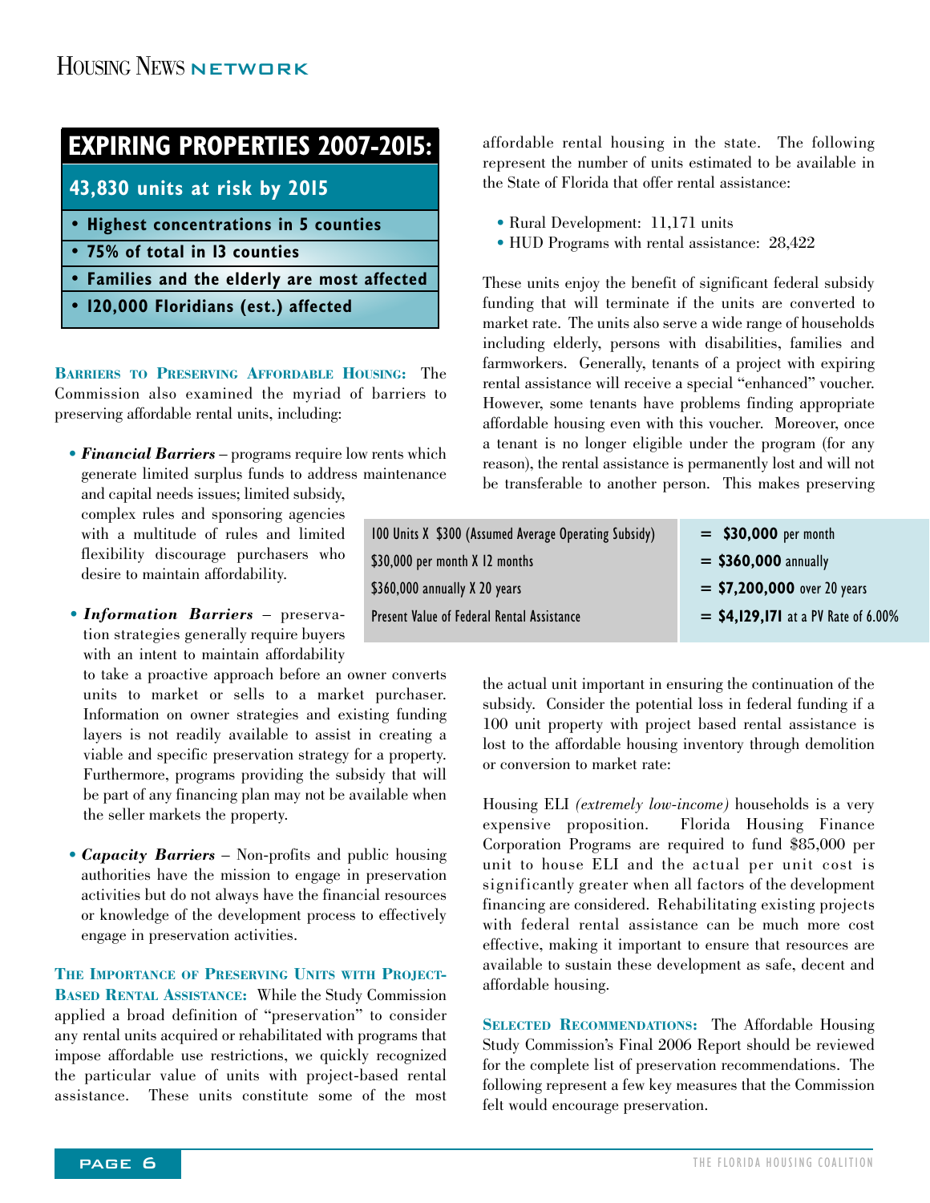## EXPIRING PROPERTIES 2007-2015:

### 43,830 units at risk by 2015

- **Highest concentrations in 5 counties**
- **75% of total in 13 counties**
- **Families and the elderly are most affected**
- **120,000 Floridians (est.) affected**

**Barriers to Preserving Affordable Housing:** The Commission also examined the myriad of barriers to preserving affordable rental units, including:

- ***Financial Barriers*** – programs require low rents which generate limited surplus funds to address maintenance and capital needs issues; limited subsidy, complex rules and sponsoring agencies with a multitude of rules and limited flexibility discourage purchasers who desire to maintain affordability.

- ***Information Barriers*** – preservation strategies generally require buyers with an intent to maintain affordability to take a proactive approach before an owner converts units to market or sells to a market purchaser. Information on owner strategies and existing funding layers is not readily available to assist in creating a viable and specific preservation strategy for a property. Furthermore, programs providing the subsidy that will be part of any financing plan may not be available when the seller markets the property.

- ***Capacity Barriers*** – Non-profits and public housing authorities have the mission to engage in preservation activities but do not always have the financial resources or knowledge of the development process to effectively engage in preservation activities.

**The Importance of Preserving Units with Project-Based Rental Assistance:** While the Study Commission applied a broad definition of "preservation" to consider any rental units acquired or rehabilitated with programs that impose affordable use restrictions, we quickly recognized the particular value of units with project-based rental assistance. These units constitute some of the most affordable rental housing in the state. The following represent the number of units estimated to be available in the State of Florida that offer rental assistance:

- Rural Development: 11,171 units
- HUD Programs with rental assistance: 28,422

These units enjoy the benefit of significant federal subsidy funding that will terminate if the units are converted to market rate. The units also serve a wide range of households including elderly, persons with disabilities, families and farmworkers. Generally, tenants of a project with expiring rental assistance will receive a special "enhanced" voucher. However, some tenants have problems finding appropriate affordable housing even with this voucher. Moreover, once a tenant is no longer eligible under the program (for any reason), the rental assistance is permanently lost and will not be transferable to another person. This makes preserving the actual unit important in ensuring the continuation of the subsidy. Consider the potential loss in federal funding if a 100 unit property with project based rental assistance is lost to the affordable housing inventory through demolition or conversion to market rate:

| | |
|---|---|
| 100 Units X $300 (Assumed Average Operating Subsidy) | = **$30,000** per month |
| $30,000 per month X 12 months | = **$360,000** annually |
| $360,000 annually X 20 years | = **$7,200,000** over 20 years |
| Present Value of Federal Rental Assistance | = **$4,129,171** at a PV Rate of 6.00% |

Housing ELI *(extremely low-income)* households is a very expensive proposition. Florida Housing Finance Corporation Programs are required to fund $85,000 per unit to house ELI and the actual per unit cost is significantly greater when all factors of the development financing are considered. Rehabilitating existing projects with federal rental assistance can be much more cost effective, making it important to ensure that resources are available to sustain these development as safe, decent and affordable housing.

**Selected Recommendations:** The Affordable Housing Study Commission's Final 2006 Report should be reviewed for the complete list of preservation recommendations. The following represent a few key measures that the Commission felt would encourage preservation.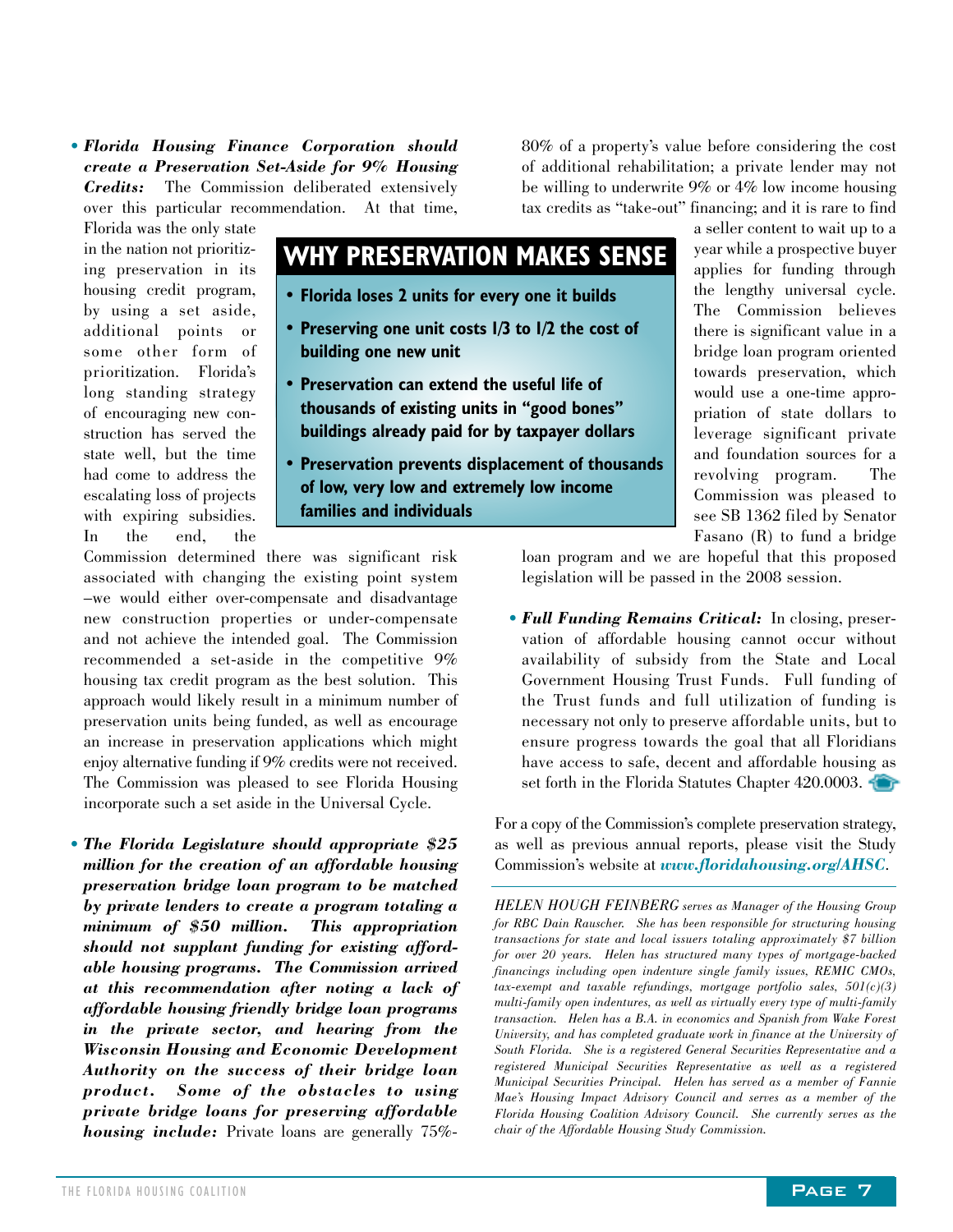- ***Florida Housing Finance Corporation should create a Preservation Set-Aside for 9% Housing Credits:*** The Commission deliberated extensively over this particular recommendation. At that time, Florida was the only state in the nation not prioritizing preservation in its housing credit program, by using a set aside, additional points or some other form of prioritization. Florida's long standing strategy of encouraging new construction has served the state well, but the time had come to address the escalating loss of projects with expiring subsidies. In the end, the Commission determined there was significant risk associated with changing the existing point system –we would either over-compensate and disadvantage new construction properties or under-compensate and not achieve the intended goal. The Commission recommended a set-aside in the competitive 9% housing tax credit program as the best solution. This approach would likely result in a minimum number of preservation units being funded, as well as encourage an increase in preservation applications which might enjoy alternative funding if 9% credits were not received. The Commission was pleased to see Florida Housing incorporate such a set aside in the Universal Cycle.

- ***The Florida Legislature should appropriate $25 million for the creation of an affordable housing preservation bridge loan program to be matched by private lenders to create a program totaling a minimum of $50 million. This appropriation should not supplant funding for existing affordable housing programs. The Commission arrived at this recommendation after noting a lack of affordable housing friendly bridge loan programs in the private sector, and hearing from the Wisconsin Housing and Economic Development Authority on the success of their bridge loan product. Some of the obstacles to using private bridge loans for preserving affordable housing include:*** Private loans are generally 75%-80% of a property's value before considering the cost of additional rehabilitation; a private lender may not be willing to underwrite 9% or 4% low income housing tax credits as "take-out" financing; and it is rare to find a seller content to wait up to a year while a prospective buyer applies for funding through the lengthy universal cycle. The Commission believes there is significant value in a bridge loan program oriented towards preservation, which would use a one-time appropriation of state dollars to leverage significant private and foundation sources for a revolving program. The Commission was pleased to see SB 1362 filed by Senator Fasano (R) to fund a bridge loan program and we are hopeful that this proposed legislation will be passed in the 2008 session.

- ***Full Funding Remains Critical:*** In closing, preservation of affordable housing cannot occur without availability of subsidy from the State and Local Government Housing Trust Funds. Full funding of the Trust funds and full utilization of funding is necessary not only to preserve affordable units, but to ensure progress towards the goal that all Floridians have access to safe, decent and affordable housing as set forth in the Florida Statutes Chapter 420.0003.

## WHY PRESERVATION MAKES SENSE

- **Florida loses 2 units for every one it builds**
- **Preserving one unit costs 1/3 to 1/2 the cost of building one new unit**
- **Preservation can extend the useful life of thousands of existing units in "good bones" buildings already paid for by taxpayer dollars**
- **Preservation prevents displacement of thousands of low, very low and extremely low income families and individuals**

For a copy of the Commission's complete preservation strategy, as well as previous annual reports, please visit the Study Commission's website at ***www.floridahousing.org/AHSC***.

---

*HELEN HOUGH FEINBERG serves as Manager of the Housing Group for RBC Dain Rauscher. She has been responsible for structuring housing transactions for state and local issuers totaling approximately $7 billion for over 20 years. Helen has structured many types of mortgage-backed financings including open indenture single family issues, REMIC CMOs, tax-exempt and taxable refundings, mortgage portfolio sales, 501(c)(3) multi-family open indentures, as well as virtually every type of multi-family transaction. Helen has a B.A. in economics and Spanish from Wake Forest University, and has completed graduate work in finance at the University of South Florida. She is a registered General Securities Representative and a registered Municipal Securities Representative as well as a registered Municipal Securities Principal. Helen has served as a member of Fannie Mae's Housing Impact Advisory Council and serves as a member of the Florida Housing Coalition Advisory Council. She currently serves as the chair of the Affordable Housing Study Commission.*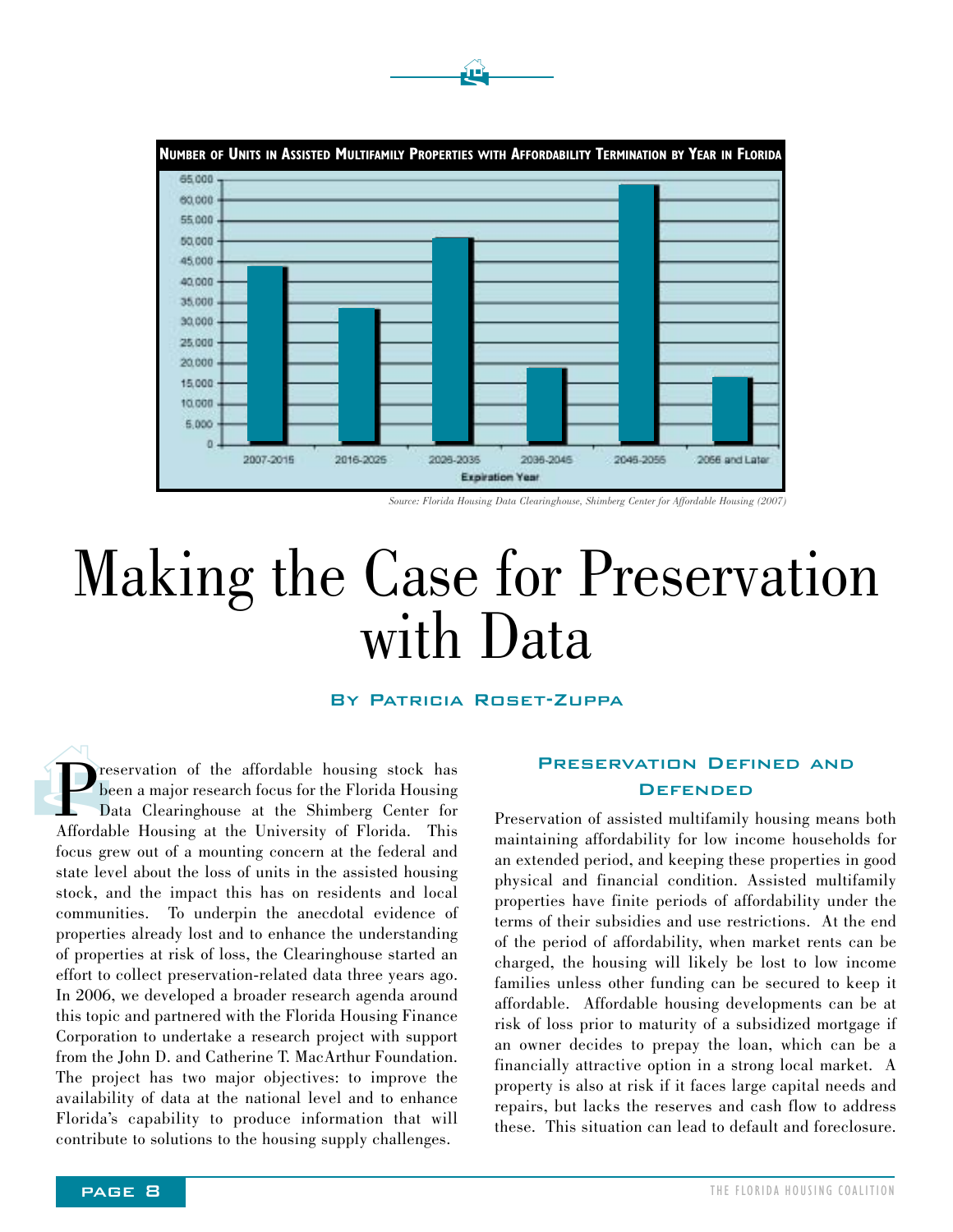**Number of Units in Assisted Multifamily Properties with Affordability Termination by Year in Florida**

Source: Florida Housing Data Clearinghouse, Shimberg Center for Affordable Housing (2007)

# Making the Case for Preservation with Data

**By Patricia Roset-Zuppa**

Preservation of the affordable housing stock has been a major research focus for the Florida Housing Data Clearinghouse at the Shimberg Center for Affordable Housing at the University of Florida. This focus grew out of a mounting concern at the federal and state level about the loss of units in the assisted housing stock, and the impact this has on residents and local communities. To underpin the anecdotal evidence of properties already lost and to enhance the understanding of properties at risk of loss, the Clearinghouse started an effort to collect preservation-related data three years ago. In 2006, we developed a broader research agenda around this topic and partnered with the Florida Housing Finance Corporation to undertake a research project with support from the John D. and Catherine T. MacArthur Foundation. The project has two major objectives: to improve the availability of data at the national level and to enhance Florida's capability to produce information that will contribute to solutions to the housing supply challenges.

## Preservation Defined and Defended

Preservation of assisted multifamily housing means both maintaining affordability for low income households for an extended period, and keeping these properties in good physical and financial condition. Assisted multifamily properties have finite periods of affordability under the terms of their subsidies and use restrictions. At the end of the period of affordability, when market rents can be charged, the housing will likely be lost to low income families unless other funding can be secured to keep it affordable. Affordable housing developments can be at risk of loss prior to maturity of a subsidized mortgage if an owner decides to prepay the loan, which can be a financially attractive option in a strong local market. A property is also at risk if it faces large capital needs and repairs, but lacks the reserves and cash flow to address these. This situation can lead to default and foreclosure.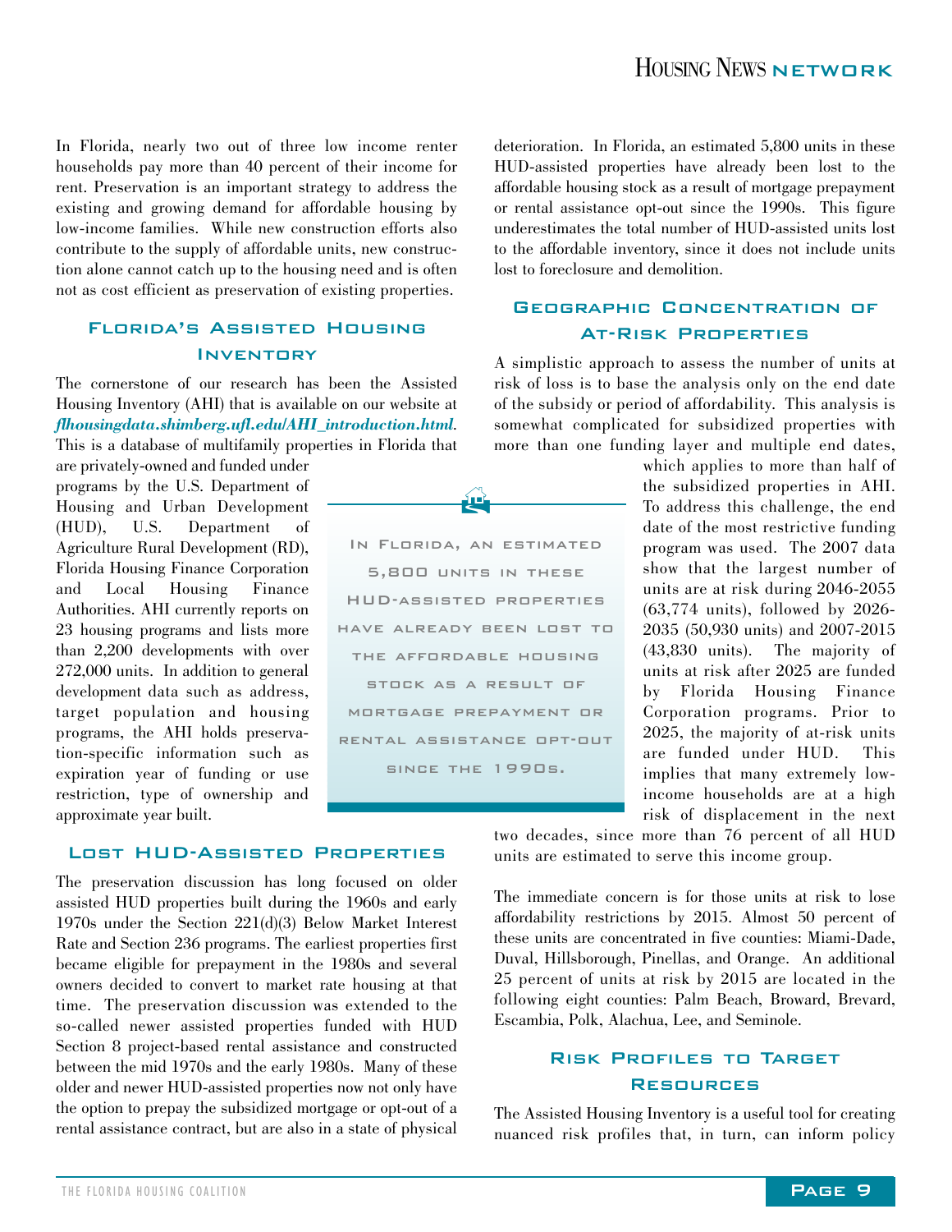In Florida, nearly two out of three low income renter households pay more than 40 percent of their income for rent. Preservation is an important strategy to address the existing and growing demand for affordable housing by low-income families. While new construction efforts also contribute to the supply of affordable units, new construction alone cannot catch up to the housing need and is often not as cost efficient as preservation of existing properties.

## Florida's Assisted Housing Inventory

The cornerstone of our research has been the Assisted Housing Inventory (AHI) that is available on our website at ***flhousingdata.shimberg.ufl.edu/AHI_introduction.html***. This is a database of multifamily properties in Florida that are privately-owned and funded under programs by the U.S. Department of Housing and Urban Development (HUD), U.S. Department of Agriculture Rural Development (RD), Florida Housing Finance Corporation and Local Housing Finance Authorities. AHI currently reports on 23 housing programs and lists more than 2,200 developments with over 272,000 units. In addition to general development data such as address, target population and housing programs, the AHI holds preservation-specific information such as expiration year of funding or use restriction, type of ownership and approximate year built.

> In Florida, an estimated 5,800 units in these HUD-assisted properties have already been lost to the affordable housing stock as a result of mortgage prepayment or rental assistance opt-out since the 1990s.

## Lost HUD-Assisted Properties

The preservation discussion has long focused on older assisted HUD properties built during the 1960s and early 1970s under the Section 221(d)(3) Below Market Interest Rate and Section 236 programs. The earliest properties first became eligible for prepayment in the 1980s and several owners decided to convert to market rate housing at that time. The preservation discussion was extended to the so-called newer assisted properties funded with HUD Section 8 project-based rental assistance and constructed between the mid 1970s and the early 1980s. Many of these older and newer HUD-assisted properties now not only have the option to prepay the subsidized mortgage or opt-out of a rental assistance contract, but are also in a state of physical deterioration. In Florida, an estimated 5,800 units in these HUD-assisted properties have already been lost to the affordable housing stock as a result of mortgage prepayment or rental assistance opt-out since the 1990s. This figure underestimates the total number of HUD-assisted units lost to the affordable inventory, since it does not include units lost to foreclosure and demolition.

## Geographic Concentration of At-Risk Properties

A simplistic approach to assess the number of units at risk of loss is to base the analysis only on the end date of the subsidy or period of affordability. This analysis is somewhat complicated for subsidized properties with more than one funding layer and multiple end dates, which applies to more than half of the subsidized properties in AHI. To address this challenge, the end date of the most restrictive funding program was used. The 2007 data show that the largest number of units are at risk during 2046-2055 (63,774 units), followed by 2026-2035 (50,930 units) and 2007-2015 (43,830 units). The majority of units at risk after 2025 are funded by Florida Housing Finance Corporation programs. Prior to 2025, the majority of at-risk units are funded under HUD. This implies that many extremely low-income households are at a high risk of displacement in the next two decades, since more than 76 percent of all HUD units are estimated to serve this income group.

The immediate concern is for those units at risk to lose affordability restrictions by 2015. Almost 50 percent of these units are concentrated in five counties: Miami-Dade, Duval, Hillsborough, Pinellas, and Orange. An additional 25 percent of units at risk by 2015 are located in the following eight counties: Palm Beach, Broward, Brevard, Escambia, Polk, Alachua, Lee, and Seminole.

## Risk Profiles to Target Resources

The Assisted Housing Inventory is a useful tool for creating nuanced risk profiles that, in turn, can inform policy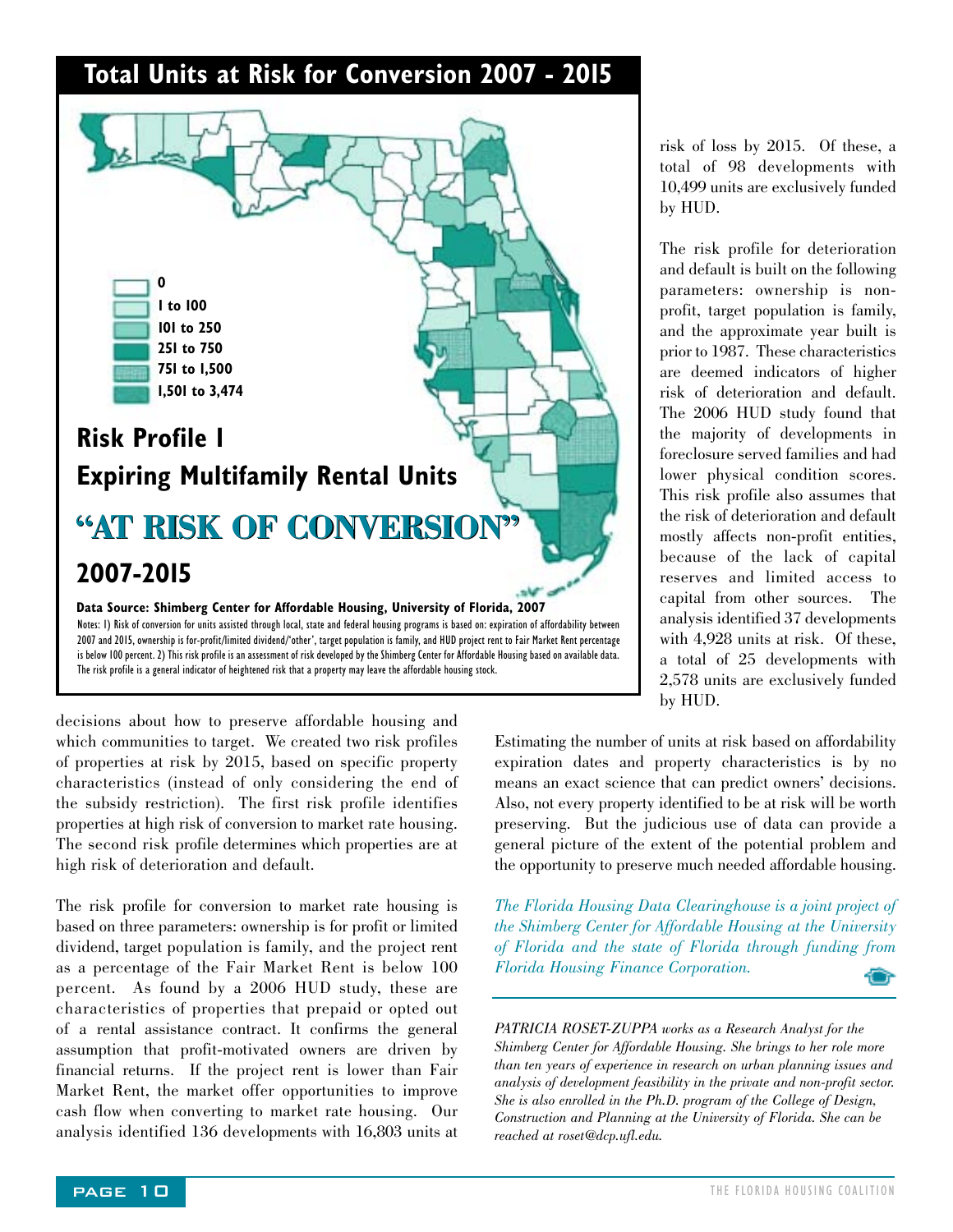## Total Units at Risk for Conversion 2007 - 2015

0
1 to 100
101 to 250
251 to 750
751 to 1,500
1,501 to 3,474

# Risk Profile 1
## Expiring Multifamily Rental Units
# "AT RISK OF CONVERSION"
## 2007-2015

**Data Source: Shimberg Center for Affordable Housing, University of Florida, 2007**

Notes: 1) Risk of conversion for units assisted through local, state and federal housing programs is based on: expiration of affordability between 2007 and 2015, ownership is for-profit/limited dividend/"other", target population is family, and HUD project rent to Fair Market Rent percentage is below 100 percent. 2) This risk profile is an assessment of risk developed by the Shimberg Center for Affordable Housing based on available data. The risk profile is a general indicator of heightened risk that a property may leave the affordable housing stock.

decisions about how to preserve affordable housing and which communities to target. We created two risk profiles of properties at risk by 2015, based on specific property characteristics (instead of only considering the end of the subsidy restriction). The first risk profile identifies properties at high risk of conversion to market rate housing. The second risk profile determines which properties are at high risk of deterioration and default.

The risk profile for conversion to market rate housing is based on three parameters: ownership is for profit or limited dividend, target population is family, and the project rent as a percentage of the Fair Market Rent is below 100 percent. As found by a 2006 HUD study, these are characteristics of properties that prepaid or opted out of a rental assistance contract. It confirms the general assumption that profit-motivated owners are driven by financial returns. If the project rent is lower than Fair Market Rent, the market offer opportunities to improve cash flow when converting to market rate housing. Our analysis identified 136 developments with 16,803 units at risk of loss by 2015. Of these, a total of 98 developments with 10,499 units are exclusively funded by HUD.

The risk profile for deterioration and default is built on the following parameters: ownership is non-profit, target population is family, and the approximate year built is prior to 1987. These characteristics are deemed indicators of higher risk of deterioration and default. The 2006 HUD study found that the majority of developments in foreclosure served families and had lower physical condition scores. This risk profile also assumes that the risk of deterioration and default mostly affects non-profit entities, because of the lack of capital reserves and limited access to capital from other sources. The analysis identified 37 developments with 4,928 units at risk. Of these, a total of 25 developments with 2,578 units are exclusively funded by HUD.

Estimating the number of units at risk based on affordability expiration dates and property characteristics is by no means an exact science that can predict owners' decisions. Also, not every property identified to be at risk will be worth preserving. But the judicious use of data can provide a general picture of the extent of the potential problem and the opportunity to preserve much needed affordable housing.

*The Florida Housing Data Clearinghouse is a joint project of the Shimberg Center for Affordable Housing at the University of Florida and the state of Florida through funding from Florida Housing Finance Corporation.*

*PATRICIA ROSET-ZUPPA works as a Research Analyst for the Shimberg Center for Affordable Housing. She brings to her role more than ten years of experience in research on urban planning issues and analysis of development feasibility in the private and non-profit sector. She is also enrolled in the Ph.D. program of the College of Design, Construction and Planning at the University of Florida. She can be reached at roset@dcp.ufl.edu.*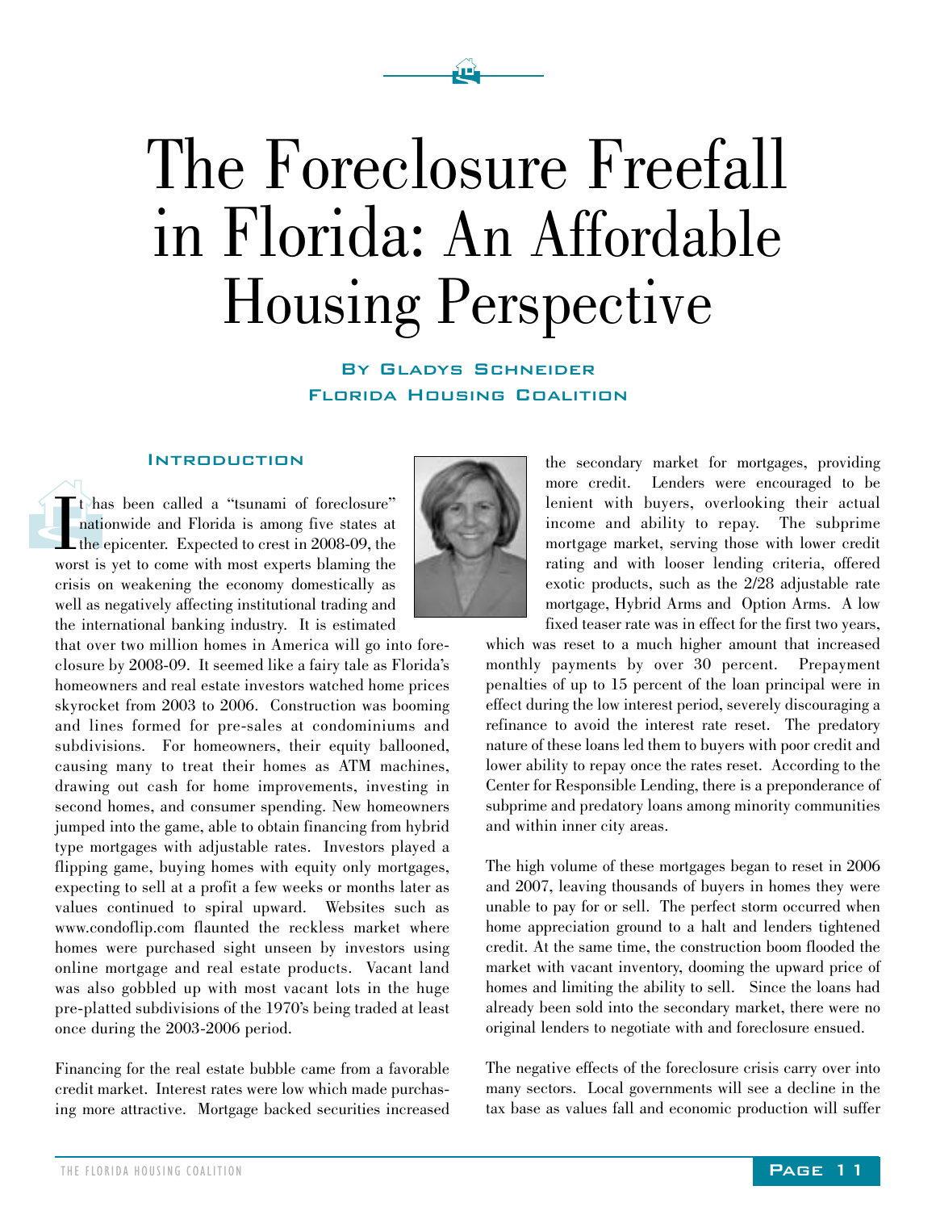# The Foreclosure Freefall in Florida: An Affordable Housing Perspective

**By Gladys Schneider**
**Florida Housing Coalition**

## Introduction

It has been called a "tsunami of foreclosure" nationwide and Florida is among five states at the epicenter. Expected to crest in 2008-09, the worst is yet to come with most experts blaming the crisis on weakening the economy domestically as well as negatively affecting institutional trading and the international banking industry. It is estimated that over two million homes in America will go into foreclosure by 2008-09. It seemed like a fairy tale as Florida's homeowners and real estate investors watched home prices skyrocket from 2003 to 2006. Construction was booming and lines formed for pre-sales at condominiums and subdivisions. For homeowners, their equity ballooned, causing many to treat their homes as ATM machines, drawing out cash for home improvements, investing in second homes, and consumer spending. New homeowners jumped into the game, able to obtain financing from hybrid type mortgages with adjustable rates. Investors played a flipping game, buying homes with equity only mortgages, expecting to sell at a profit a few weeks or months later as values continued to spiral upward. Websites such as www.condoflip.com flaunted the reckless market where homes were purchased sight unseen by investors using online mortgage and real estate products. Vacant land was also gobbled up with most vacant lots in the huge pre-platted subdivisions of the 1970's being traded at least once during the 2003-2006 period.

Financing for the real estate bubble came from a favorable credit market. Interest rates were low which made purchasing more attractive. Mortgage backed securities increased the secondary market for mortgages, providing more credit. Lenders were encouraged to be lenient with buyers, overlooking their actual income and ability to repay. The subprime mortgage market, serving those with lower credit rating and with looser lending criteria, offered exotic products, such as the 2/28 adjustable rate mortgage, Hybrid Arms and Option Arms. A low fixed teaser rate was in effect for the first two years, which was reset to a much higher amount that increased monthly payments by over 30 percent. Prepayment penalties of up to 15 percent of the loan principal were in effect during the low interest period, severely discouraging a refinance to avoid the interest rate reset. The predatory nature of these loans led them to buyers with poor credit and lower ability to repay once the rates reset. According to the Center for Responsible Lending, there is a preponderance of subprime and predatory loans among minority communities and within inner city areas.

The high volume of these mortgages began to reset in 2006 and 2007, leaving thousands of buyers in homes they were unable to pay for or sell. The perfect storm occurred when home appreciation ground to a halt and lenders tightened credit. At the same time, the construction boom flooded the market with vacant inventory, dooming the upward price of homes and limiting the ability to sell. Since the loans had already been sold into the secondary market, there were no original lenders to negotiate with and foreclosure ensued.

The negative effects of the foreclosure crisis carry over into many sectors. Local governments will see a decline in the tax base as values fall and economic production will suffer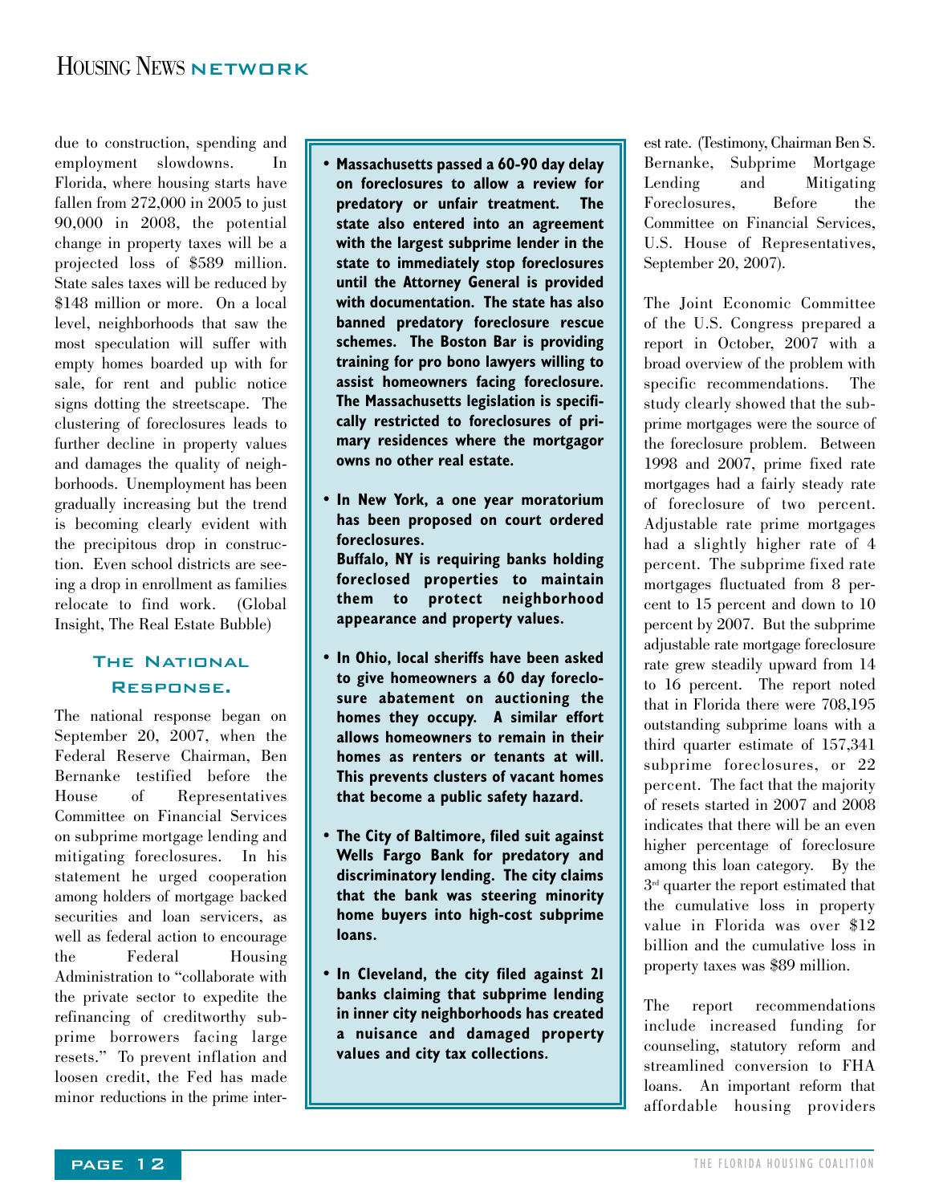due to construction, spending and employment slowdowns. In Florida, where housing starts have fallen from 272,000 in 2005 to just 90,000 in 2008, the potential change in property taxes will be a projected loss of $589 million. State sales taxes will be reduced by $148 million or more. On a local level, neighborhoods that saw the most speculation will suffer with empty homes boarded up with for sale, for rent and public notice signs dotting the streetscape. The clustering of foreclosures leads to further decline in property values and damages the quality of neighborhoods. Unemployment has been gradually increasing but the trend is becoming clearly evident with the precipitous drop in construction. Even school districts are seeing a drop in enrollment as families relocate to find work. (Global Insight, The Real Estate Bubble)

## The National Response.

The national response began on September 20, 2007, when the Federal Reserve Chairman, Ben Bernanke testified before the House of Representatives Committee on Financial Services on subprime mortgage lending and mitigating foreclosures. In his statement he urged cooperation among holders of mortgage backed securities and loan servicers, as well as federal action to encourage the Federal Housing Administration to "collaborate with the private sector to expedite the refinancing of creditworthy subprime borrowers facing large resets." To prevent inflation and loosen credit, the Fed has made minor reductions in the prime interest rate. (Testimony, Chairman Ben S. Bernanke, Subprime Mortgage Lending and Mitigating Foreclosures, Before the Committee on Financial Services, U.S. House of Representatives, September 20, 2007).

- **Massachusetts passed a 60-90 day delay on foreclosures to allow a review for predatory or unfair treatment. The state also entered into an agreement with the largest subprime lender in the state to immediately stop foreclosures until the Attorney General is provided with documentation. The state has also banned predatory foreclosure rescue schemes. The Boston Bar is providing training for pro bono lawyers willing to assist homeowners facing foreclosure. The Massachusetts legislation is specifically restricted to foreclosures of primary residences where the mortgagor owns no other real estate.**

- **In New York, a one year moratorium has been proposed on court ordered foreclosures.**
  **Buffalo, NY is requiring banks holding foreclosed properties to maintain them to protect neighborhood appearance and property values.**

- **In Ohio, local sheriffs have been asked to give homeowners a 60 day foreclosure abatement on auctioning the homes they occupy. A similar effort allows homeowners to remain in their homes as renters or tenants at will. This prevents clusters of vacant homes that become a public safety hazard.**

- **The City of Baltimore, filed suit against Wells Fargo Bank for predatory and discriminatory lending. The city claims that the bank was steering minority home buyers into high-cost subprime loans.**

- **In Cleveland, the city filed against 21 banks claiming that subprime lending in inner city neighborhoods has created a nuisance and damaged property values and city tax collections.**

The Joint Economic Committee of the U.S. Congress prepared a report in October, 2007 with a broad overview of the problem with specific recommendations. The study clearly showed that the subprime mortgages were the source of the foreclosure problem. Between 1998 and 2007, prime fixed rate mortgages had a fairly steady rate of foreclosure of two percent. Adjustable rate prime mortgages had a slightly higher rate of 4 percent. The subprime fixed rate mortgages fluctuated from 8 percent to 15 percent and down to 10 percent by 2007. But the subprime adjustable rate mortgage foreclosure rate grew steadily upward from 14 to 16 percent. The report noted that in Florida there were 708,195 outstanding subprime loans with a third quarter estimate of 157,341 subprime foreclosures, or 22 percent. The fact that the majority of resets started in 2007 and 2008 indicates that there will be an even higher percentage of foreclosure among this loan category. By the 3rd quarter the report estimated that the cumulative loss in property value in Florida was over $12 billion and the cumulative loss in property taxes was $89 million.

The report recommendations include increased funding for counseling, statutory reform and streamlined conversion to FHA loans. An important reform that affordable housing providers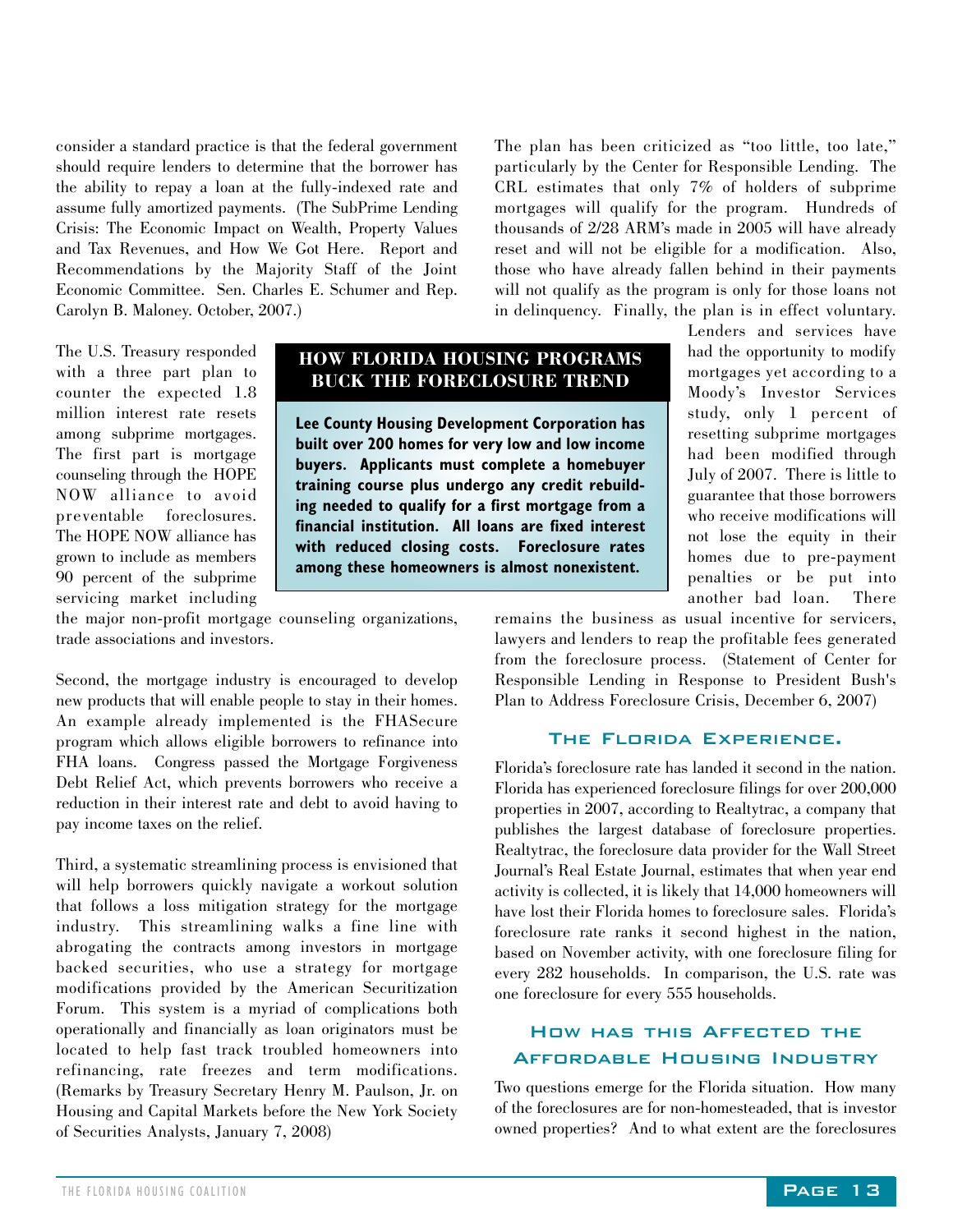consider a standard practice is that the federal government should require lenders to determine that the borrower has the ability to repay a loan at the fully-indexed rate and assume fully amortized payments. (The SubPrime Lending Crisis: The Economic Impact on Wealth, Property Values and Tax Revenues, and How We Got Here. Report and Recommendations by the Majority Staff of the Joint Economic Committee. Sen. Charles E. Schumer and Rep. Carolyn B. Maloney. October, 2007.)

The U.S. Treasury responded with a three part plan to counter the expected 1.8 million interest rate resets among subprime mortgages. The first part is mortgage counseling through the HOPE NOW alliance to avoid preventable foreclosures. The HOPE NOW alliance has grown to include as members 90 percent of the subprime servicing market including the major non-profit mortgage counseling organizations, trade associations and investors.

Second, the mortgage industry is encouraged to develop new products that will enable people to stay in their homes. An example already implemented is the FHASecure program which allows eligible borrowers to refinance into FHA loans. Congress passed the Mortgage Forgiveness Debt Relief Act, which prevents borrowers who receive a reduction in their interest rate and debt to avoid having to pay income taxes on the relief.

Third, a systematic streamlining process is envisioned that will help borrowers quickly navigate a workout solution that follows a loss mitigation strategy for the mortgage industry. This streamlining walks a fine line with abrogating the contracts among investors in mortgage backed securities, who use a strategy for mortgage modifications provided by the American Securitization Forum. This system is a myriad of complications both operationally and financially as loan originators must be located to help fast track troubled homeowners into refinancing, rate freezes and term modifications. (Remarks by Treasury Secretary Henry M. Paulson, Jr. on Housing and Capital Markets before the New York Society of Securities Analysts, January 7, 2008)

> **HOW FLORIDA HOUSING PROGRAMS BUCK THE FORECLOSURE TREND**
>
> **Lee County Housing Development Corporation has built over 200 homes for very low and low income buyers. Applicants must complete a homebuyer training course plus undergo any credit rebuilding needed to qualify for a first mortgage from a financial institution. All loans are fixed interest with reduced closing costs. Foreclosure rates among these homeowners is almost nonexistent.**

The plan has been criticized as "too little, too late," particularly by the Center for Responsible Lending. The CRL estimates that only 7% of holders of subprime mortgages will qualify for the program. Hundreds of thousands of 2/28 ARM's made in 2005 will have already reset and will not be eligible for a modification. Also, those who have already fallen behind in their payments will not qualify as the program is only for those loans not in delinquency. Finally, the plan is in effect voluntary. Lenders and services have had the opportunity to modify mortgages yet according to a Moody's Investor Services study, only 1 percent of resetting subprime mortgages had been modified through July of 2007. There is little to guarantee that those borrowers who receive modifications will not lose the equity in their homes due to pre-payment penalties or be put into another bad loan. There remains the business as usual incentive for servicers, lawyers and lenders to reap the profitable fees generated from the foreclosure process. (Statement of Center for Responsible Lending in Response to President Bush's Plan to Address Foreclosure Crisis, December 6, 2007)

## The Florida Experience.

Florida's foreclosure rate has landed it second in the nation. Florida has experienced foreclosure filings for over 200,000 properties in 2007, according to Realtytrac, a company that publishes the largest database of foreclosure properties. Realtytrac, the foreclosure data provider for the Wall Street Journal's Real Estate Journal, estimates that when year end activity is collected, it is likely that 14,000 homeowners will have lost their Florida homes to foreclosure sales. Florida's foreclosure rate ranks it second highest in the nation, based on November activity, with one foreclosure filing for every 282 households. In comparison, the U.S. rate was one foreclosure for every 555 households.

## How has this Affected the Affordable Housing Industry

Two questions emerge for the Florida situation. How many of the foreclosures are for non-homesteaded, that is investor owned properties? And to what extent are the foreclosures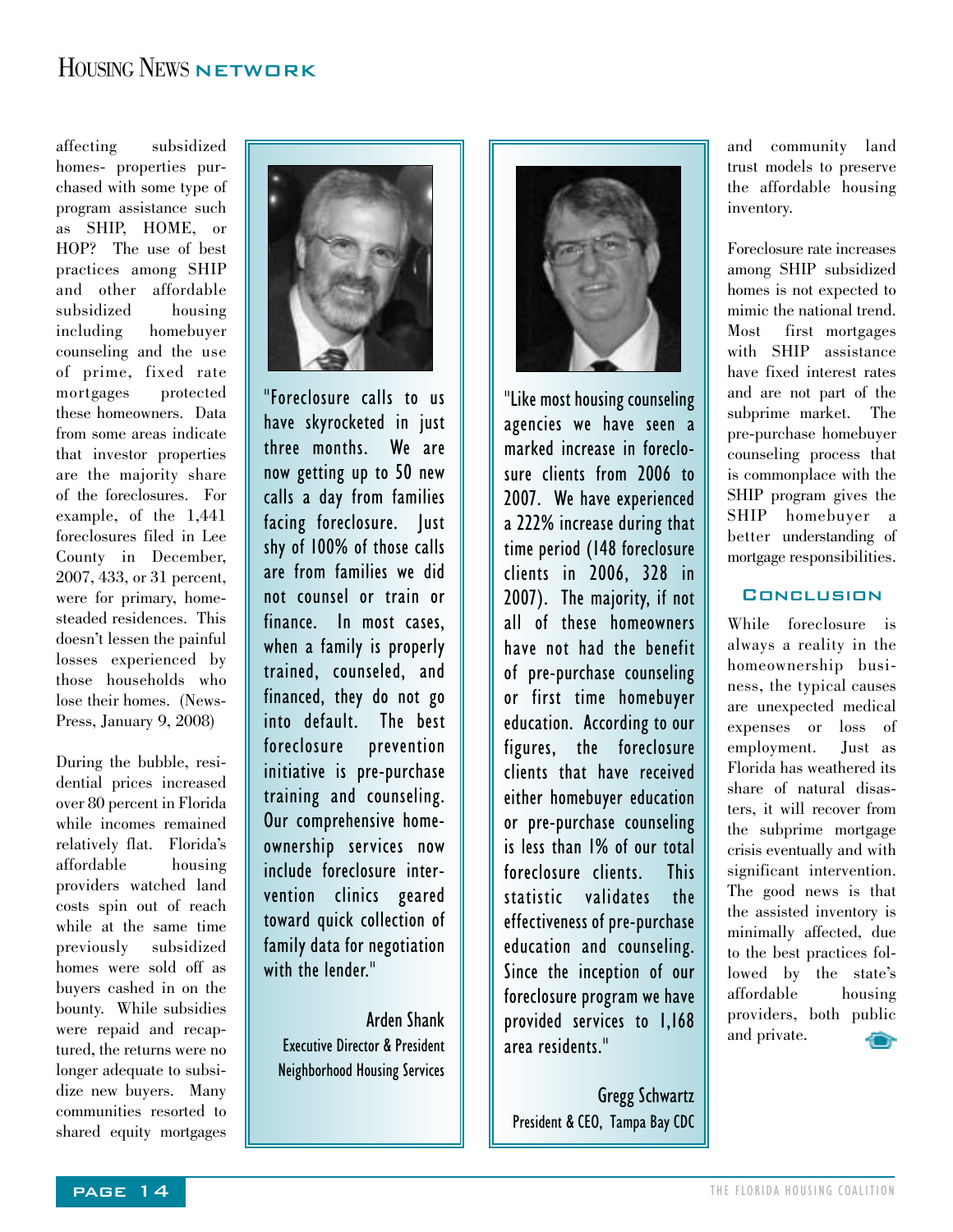affecting subsidized homes- properties purchased with some type of program assistance such as SHIP, HOME, or HOP? The use of best practices among SHIP and other affordable subsidized housing including homebuyer counseling and the use of prime, fixed rate mortgages protected these homeowners. Data from some areas indicate that investor properties are the majority share of the foreclosures. For example, of the 1,441 foreclosures filed in Lee County in December, 2007, 433, or 31 percent, were for primary, homesteaded residences. This doesn't lessen the painful losses experienced by those households who lose their homes. (News-Press, January 9, 2008)

During the bubble, residential prices increased over 80 percent in Florida while incomes remained relatively flat. Florida's affordable housing providers watched land costs spin out of reach while at the same time previously subsidized homes were sold off as buyers cashed in on the bounty. While subsidies were repaid and recaptured, the returns were no longer adequate to subsidize new buyers. Many communities resorted to shared equity mortgages and community land trust models to preserve the affordable housing inventory.

> "Foreclosure calls to us have skyrocketed in just three months. We are now getting up to 50 new calls a day from families facing foreclosure. Just shy of 100% of those calls are from families we did not counsel or train or finance. In most cases, when a family is properly trained, counseled, and financed, they do not go into default. The best foreclosure prevention initiative is pre-purchase training and counseling. Our comprehensive homeownership services now include foreclosure intervention clinics geared toward quick collection of family data for negotiation with the lender."
>
> Arden Shank
> Executive Director & President
> Neighborhood Housing Services

> "Like most housing counseling agencies we have seen a marked increase in foreclosure clients from 2006 to 2007. We have experienced a 222% increase during that time period (148 foreclosure clients in 2006, 328 in 2007). The majority, if not all of these homeowners have not had the benefit of pre-purchase counseling or first time homebuyer education. According to our figures, the foreclosure clients that have received either homebuyer education or pre-purchase counseling is less than 1% of our total foreclosure clients. This statistic validates the effectiveness of pre-purchase education and counseling. Since the inception of our foreclosure program we have provided services to 1,168 area residents."
>
> Gregg Schwartz
> President & CEO, Tampa Bay CDC

Foreclosure rate increases among SHIP subsidized homes is not expected to mimic the national trend. Most first mortgages with SHIP assistance have fixed interest rates and are not part of the subprime market. The pre-purchase homebuyer counseling process that is commonplace with the SHIP program gives the SHIP homebuyer a better understanding of mortgage responsibilities.

## Conclusion

While foreclosure is always a reality in the homeownership business, the typical causes are unexpected medical expenses or loss of employment. Just as Florida has weathered its share of natural disasters, it will recover from the subprime mortgage crisis eventually and with significant intervention. The good news is that the assisted inventory is minimally affected, due to the best practices followed by the state's affordable housing providers, both public and private.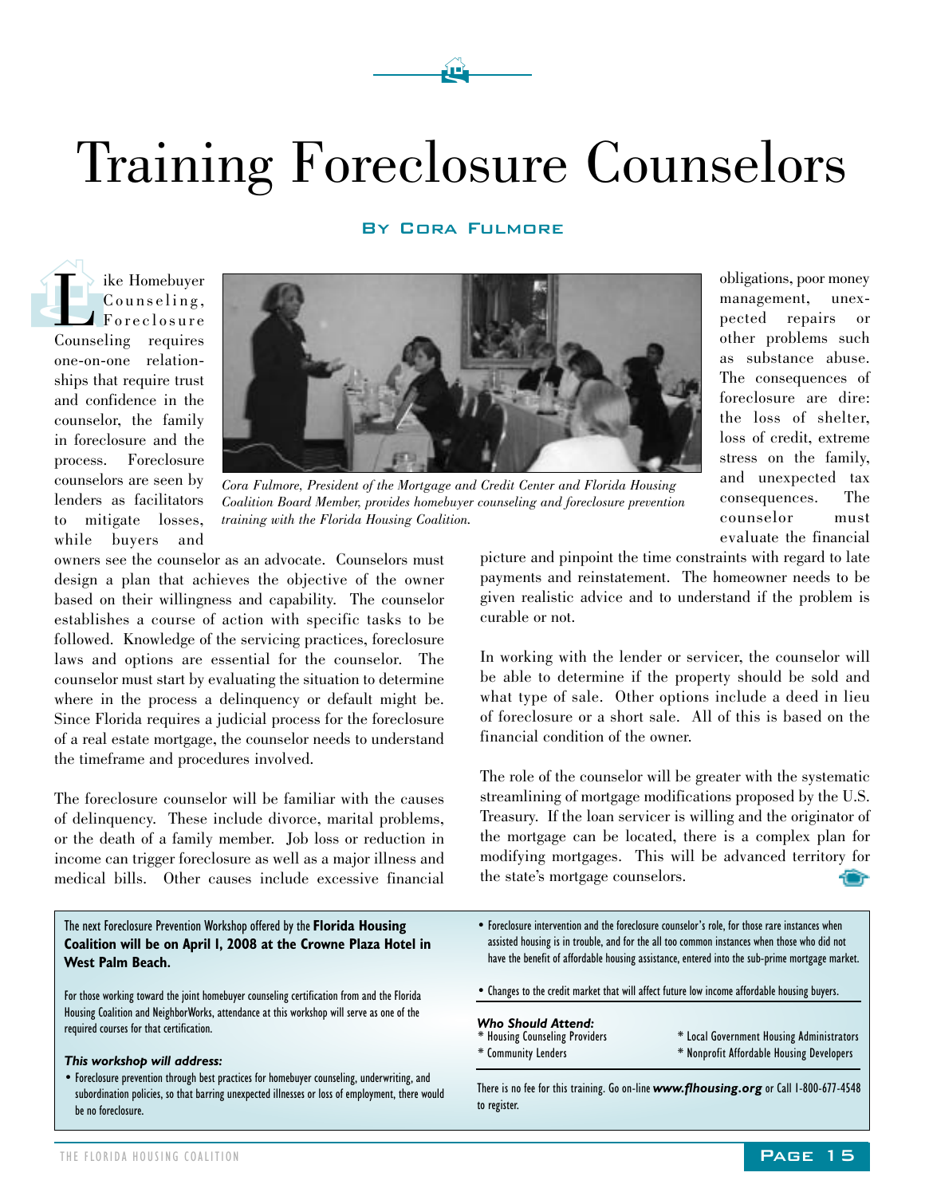# Training Foreclosure Counselors

**By Cora Fulmore**

Like Homebuyer Counseling, Foreclosure Counseling requires one-on-one relationships that require trust and confidence in the counselor, the family in foreclosure and the process. Foreclosure counselors are seen by lenders as facilitators to mitigate losses, while buyers and owners see the counselor as an advocate. Counselors must design a plan that achieves the objective of the owner based on their willingness and capability. The counselor establishes a course of action with specific tasks to be followed. Knowledge of the servicing practices, foreclosure laws and options are essential for the counselor. The counselor must start by evaluating the situation to determine where in the process a delinquency or default might be. Since Florida requires a judicial process for the foreclosure of a real estate mortgage, the counselor needs to understand the timeframe and procedures involved.

*Cora Fulmore, President of the Mortgage and Credit Center and Florida Housing Coalition Board Member, provides homebuyer counseling and foreclosure prevention training with the Florida Housing Coalition.*

The foreclosure counselor will be familiar with the causes of delinquency. These include divorce, marital problems, or the death of a family member. Job loss or reduction in income can trigger foreclosure as well as a major illness and medical bills. Other causes include excessive financial obligations, poor money management, unexpected repairs or other problems such as substance abuse. The consequences of foreclosure are dire: the loss of shelter, loss of credit, extreme stress on the family, and unexpected tax consequences. The counselor must evaluate the financial picture and pinpoint the time constraints with regard to late payments and reinstatement. The homeowner needs to be given realistic advice and to understand if the problem is curable or not.

In working with the lender or servicer, the counselor will be able to determine if the property should be sold and what type of sale. Other options include a deed in lieu of foreclosure or a short sale. All of this is based on the financial condition of the owner.

The role of the counselor will be greater with the systematic streamlining of mortgage modifications proposed by the U.S. Treasury. If the loan servicer is willing and the originator of the mortgage can be located, there is a complex plan for modifying mortgages. This will be advanced territory for the state's mortgage counselors.

---

The next Foreclosure Prevention Workshop offered by the **Florida Housing Coalition will be on April 1, 2008 at the Crowne Plaza Hotel in West Palm Beach.**

For those working toward the joint homebuyer counseling certification from and the Florida Housing Coalition and NeighborWorks, attendance at this workshop will serve as one of the required courses for that certification.

***This workshop will address:***

- Foreclosure prevention through best practices for homebuyer counseling, underwriting, and subordination policies, so that barring unexpected illnesses or loss of employment, there would be no foreclosure.
- Foreclosure intervention and the foreclosure counselor's role, for those rare instances when assisted housing is in trouble, and for the all too common instances when those who did not have the benefit of affordable housing assistance, entered into the sub-prime mortgage market.
- Changes to the credit market that will affect future low income affordable housing buyers.

***Who Should Attend:***

* Housing Counseling Providers
* Community Lenders
* Local Government Housing Administrators
* Nonprofit Affordable Housing Developers

There is no fee for this training. Go on-line ***www.flhousing.org*** or Call 1-800-677-4548 to register.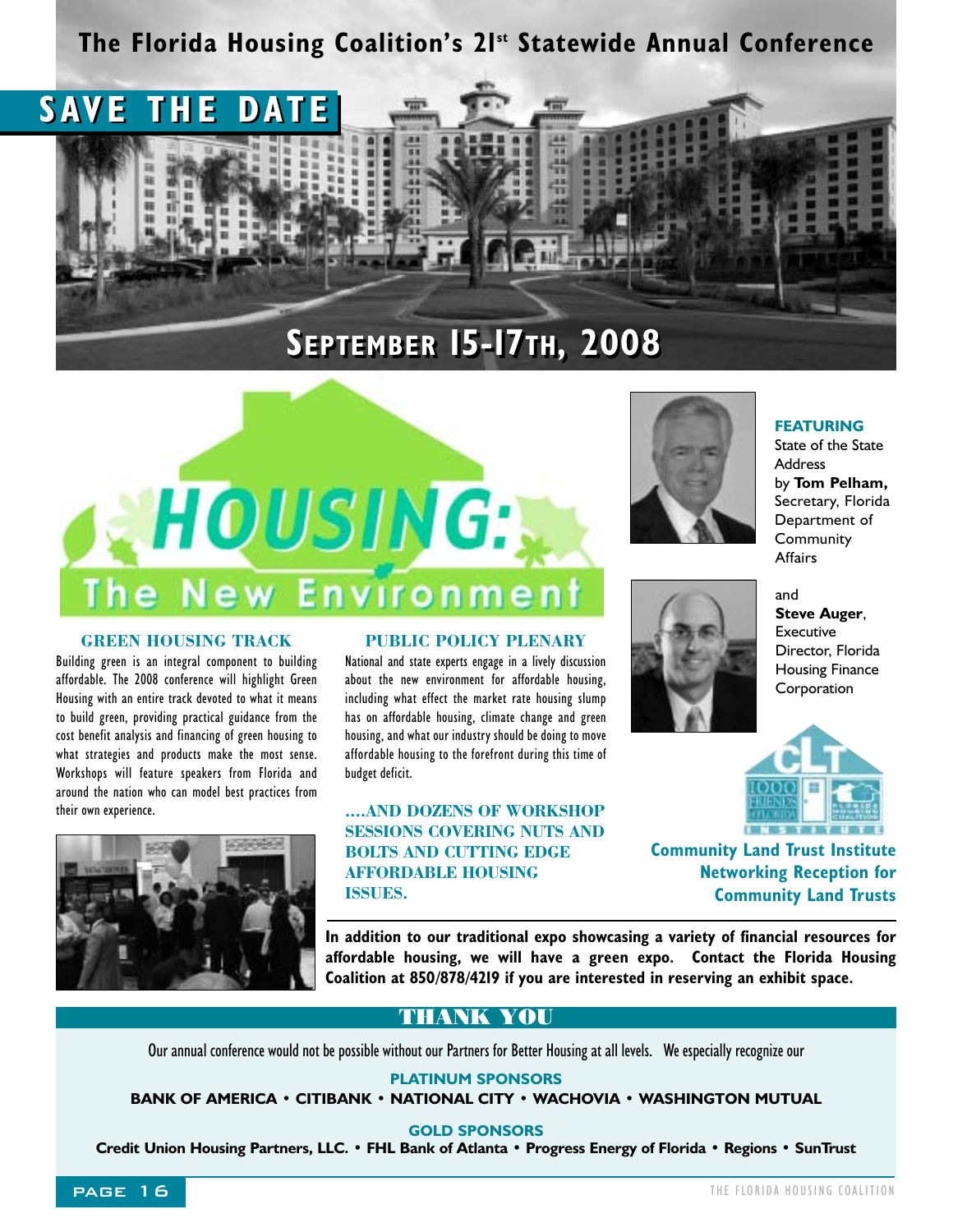# The Florida Housing Coalition's 21st Statewide Annual Conference

## SAVE THE DATE

## September 15-17th, 2008

# HOUSING: The New Environment

### GREEN HOUSING TRACK

Building green is an integral component to building affordable. The 2008 conference will highlight Green Housing with an entire track devoted to what it means to build green, providing practical guidance from the cost benefit analysis and financing of green housing to what strategies and products make the most sense. Workshops will feature speakers from Florida and around the nation who can model best practices from their own experience.

### PUBLIC POLICY PLENARY

National and state experts engage in a lively discussion about the new environment for affordable housing, including what effect the market rate housing slump has on affordable housing, climate change and green housing, and what our industry should be doing to move affordable housing to the forefront during this time of budget deficit.

### ....AND DOZENS OF WORKSHOP SESSIONS COVERING NUTS AND BOLTS AND CUTTING EDGE AFFORDABLE HOUSING ISSUES.

**FEATURING**
State of the State Address by **Tom Pelham,** Secretary, Florida Department of Community Affairs

and

**Steve Auger**, Executive Director, Florida Housing Finance Corporation

**Community Land Trust Institute Networking Reception for Community Land Trusts**

**In addition to our traditional expo showcasing a variety of financial resources for affordable housing, we will have a green expo. Contact the Florida Housing Coalition at 850/878/4219 if you are interested in reserving an exhibit space.**

## THANK YOU

Our annual conference would not be possible without our Partners for Better Housing at all levels. We especially recognize our

**PLATINUM SPONSORS**

**BANK OF AMERICA • CITIBANK • NATIONAL CITY • WACHOVIA • WASHINGTON MUTUAL**

**GOLD SPONSORS**

**Credit Union Housing Partners, LLC. • FHL Bank of Atlanta • Progress Energy of Florida • Regions • SunTrust**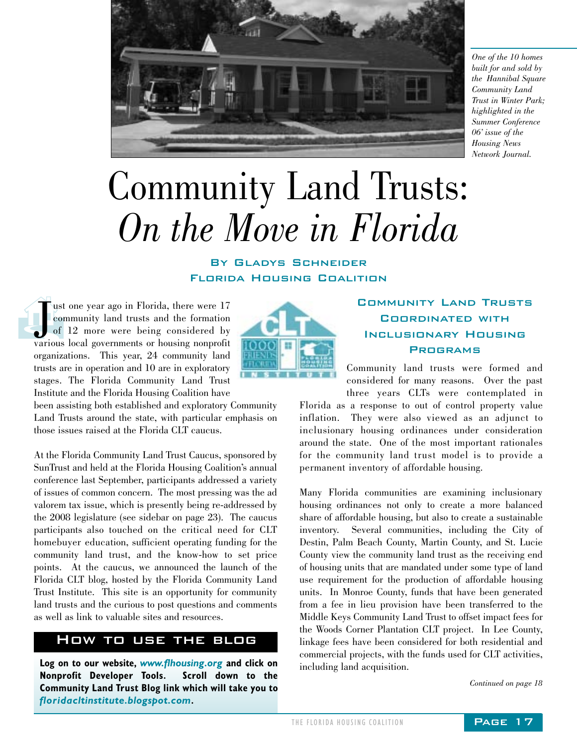*One of the 10 homes built for and sold by the Hannibal Square Community Land Trust in Winter Park; highlighted in the Summer Conference 06' issue of the Housing News Network Journal.*

# Community Land Trusts: *On the Move in Florida*

**By Gladys Schneider**
**Florida Housing Coalition**

Just one year ago in Florida, there were 17 community land trusts and the formation of 12 more were being considered by various local governments or housing nonprofit organizations. This year, 24 community land trusts are in operation and 10 are in exploratory stages. The Florida Community Land Trust Institute and the Florida Housing Coalition have been assisting both established and exploratory Community Land Trusts around the state, with particular emphasis on those issues raised at the Florida CLT caucus.

At the Florida Community Land Trust Caucus, sponsored by SunTrust and held at the Florida Housing Coalition's annual conference last September, participants addressed a variety of issues of common concern. The most pressing was the ad valorem tax issue, which is presently being re-addressed by the 2008 legislature (see sidebar on page 23). The caucus participants also touched on the critical need for CLT homebuyer education, sufficient operating funding for the community land trust, and the know-how to set price points. At the caucus, we announced the launch of the Florida CLT blog, hosted by the Florida Community Land Trust Institute. This site is an opportunity for community land trusts and the curious to post questions and comments as well as link to valuable sites and resources.

## How to Use the Blog

**Log on to our website, *www.flhousing.org* and click on Nonprofit Developer Tools. Scroll down to the Community Land Trust Blog link which will take you to *floridacltinstitute.blogspot.com*.**

## Community Land Trusts Coordinated with Inclusionary Housing Programs

Community land trusts were formed and considered for many reasons. Over the past three years CLTs were contemplated in Florida as a response to out of control property value inflation. They were also viewed as an adjunct to inclusionary housing ordinances under consideration around the state. One of the most important rationales for the community land trust model is to provide a permanent inventory of affordable housing.

Many Florida communities are examining inclusionary housing ordinances not only to create a more balanced share of affordable housing, but also to create a sustainable inventory. Several communities, including the City of Destin, Palm Beach County, Martin County, and St. Lucie County view the community land trust as the receiving end of housing units that are mandated under some type of land use requirement for the production of affordable housing units. In Monroe County, funds that have been generated from a fee in lieu provision have been transferred to the Middle Keys Community Land Trust to offset impact fees for the Woods Corner Plantation CLT project. In Lee County, linkage fees have been considered for both residential and commercial projects, with the funds used for CLT activities, including land acquisition.

*Continued on page 18*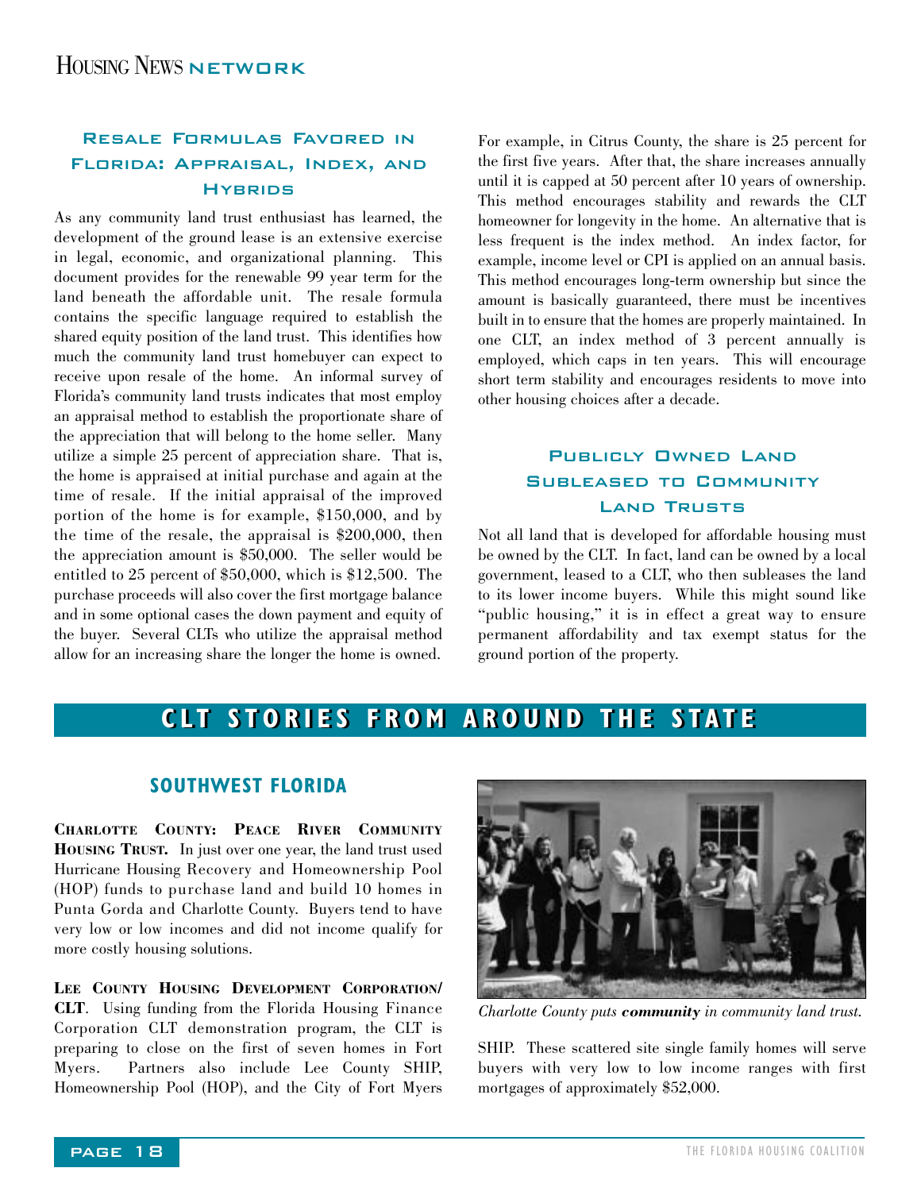## Resale Formulas Favored in Florida: Appraisal, Index, and Hybrids

As any community land trust enthusiast has learned, the development of the ground lease is an extensive exercise in legal, economic, and organizational planning. This document provides for the renewable 99 year term for the land beneath the affordable unit. The resale formula contains the specific language required to establish the shared equity position of the land trust. This identifies how much the community land trust homebuyer can expect to receive upon resale of the home. An informal survey of Florida's community land trusts indicates that most employ an appraisal method to establish the proportionate share of the appreciation that will belong to the home seller. Many utilize a simple 25 percent of appreciation share. That is, the home is appraised at initial purchase and again at the time of resale. If the initial appraisal of the improved portion of the home is for example, $150,000, and by the time of the resale, the appraisal is $200,000, then the appreciation amount is $50,000. The seller would be entitled to 25 percent of $50,000, which is $12,500. The purchase proceeds will also cover the first mortgage balance and in some optional cases the down payment and equity of the buyer. Several CLTs who utilize the appraisal method allow for an increasing share the longer the home is owned. For example, in Citrus County, the share is 25 percent for the first five years. After that, the share increases annually until it is capped at 50 percent after 10 years of ownership. This method encourages stability and rewards the CLT homeowner for longevity in the home. An alternative that is less frequent is the index method. An index factor, for example, income level or CPI is applied on an annual basis. This method encourages long-term ownership but since the amount is basically guaranteed, there must be incentives built in to ensure that the homes are properly maintained. In one CLT, an index method of 3 percent annually is employed, which caps in ten years. This will encourage short term stability and encourages residents to move into other housing choices after a decade.

## Publicly Owned Land Subleased to Community Land Trusts

Not all land that is developed for affordable housing must be owned by the CLT. In fact, land can be owned by a local government, leased to a CLT, who then subleases the land to its lower income buyers. While this might sound like "public housing," it is in effect a great way to ensure permanent affordability and tax exempt status for the ground portion of the property.

# CLT Stories from Around the State

## Southwest Florida

**Charlotte County: Peace River Community Housing Trust.** In just over one year, the land trust used Hurricane Housing Recovery and Homeownership Pool (HOP) funds to purchase land and build 10 homes in Punta Gorda and Charlotte County. Buyers tend to have very low or low incomes and did not income qualify for more costly housing solutions.

*Charlotte County puts **community** in community land trust.*

**Lee County Housing Development Corporation/ CLT**. Using funding from the Florida Housing Finance Corporation CLT demonstration program, the CLT is preparing to close on the first of seven homes in Fort Myers. Partners also include Lee County SHIP, Homeownership Pool (HOP), and the City of Fort Myers SHIP. These scattered site single family homes will serve buyers with very low to low income ranges with first mortgages of approximately $52,000.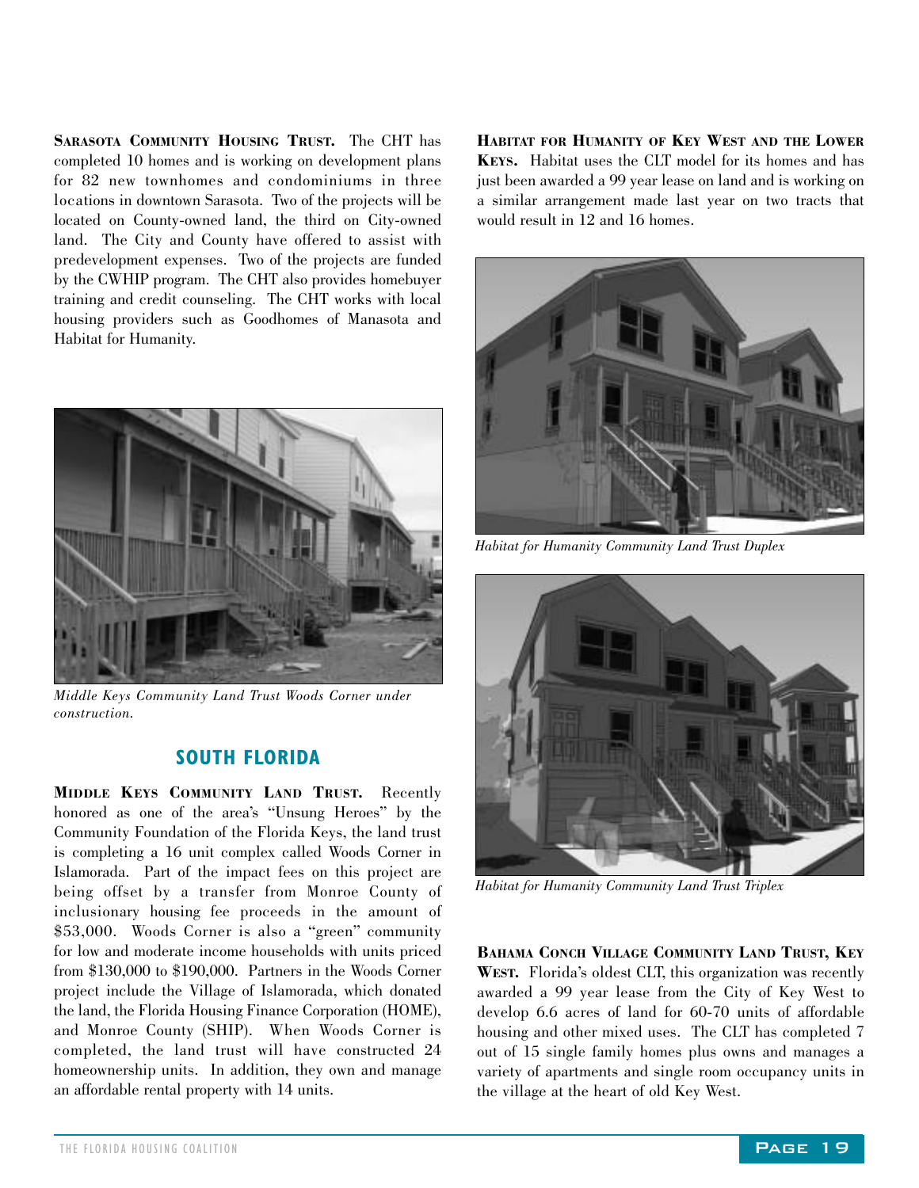**Sarasota Community Housing Trust.** The CHT has completed 10 homes and is working on development plans for 82 new townhomes and condominiums in three locations in downtown Sarasota. Two of the projects will be located on County-owned land, the third on City-owned land. The City and County have offered to assist with predevelopment expenses. Two of the projects are funded by the CWHIP program. The CHT also provides homebuyer training and credit counseling. The CHT works with local housing providers such as Goodhomes of Manasota and Habitat for Humanity.

*Middle Keys Community Land Trust Woods Corner under construction.*

## SOUTH FLORIDA

**Middle Keys Community Land Trust.** Recently honored as one of the area's "Unsung Heroes" by the Community Foundation of the Florida Keys, the land trust is completing a 16 unit complex called Woods Corner in Islamorada. Part of the impact fees on this project are being offset by a transfer from Monroe County of inclusionary housing fee proceeds in the amount of $53,000. Woods Corner is also a "green" community for low and moderate income households with units priced from $130,000 to $190,000. Partners in the Woods Corner project include the Village of Islamorada, which donated the land, the Florida Housing Finance Corporation (HOME), and Monroe County (SHIP). When Woods Corner is completed, the land trust will have constructed 24 homeownership units. In addition, they own and manage an affordable rental property with 14 units.

**Habitat for Humanity of Key West and the Lower Keys.** Habitat uses the CLT model for its homes and has just been awarded a 99 year lease on land and is working on a similar arrangement made last year on two tracts that would result in 12 and 16 homes.

*Habitat for Humanity Community Land Trust Duplex*

*Habitat for Humanity Community Land Trust Triplex*

**Bahama Conch Village Community Land Trust, Key West.** Florida's oldest CLT, this organization was recently awarded a 99 year lease from the City of Key West to develop 6.6 acres of land for 60-70 units of affordable housing and other mixed uses. The CLT has completed 7 out of 15 single family homes plus owns and manages a variety of apartments and single room occupancy units in the village at the heart of old Key West.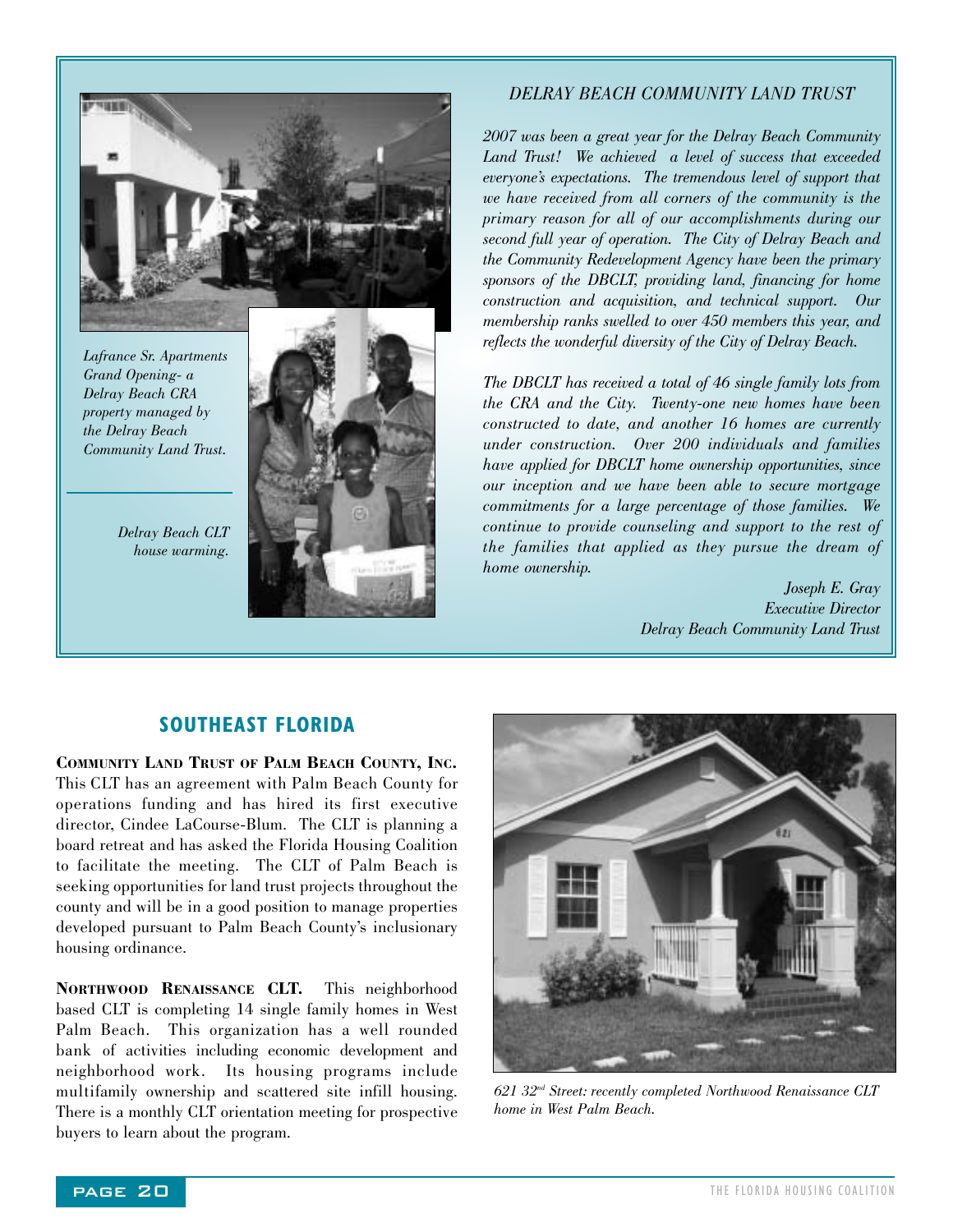*Lafrance Sr. Apartments Grand Opening- a Delray Beach CRA property managed by the Delray Beach Community Land Trust.*

*Delray Beach CLT house warming.*

### *DELRAY BEACH COMMUNITY LAND TRUST*

*2007 was been a great year for the Delray Beach Community Land Trust! We achieved a level of success that exceeded everyone's expectations. The tremendous level of support that we have received from all corners of the community is the primary reason for all of our accomplishments during our second full year of operation. The City of Delray Beach and the Community Redevelopment Agency have been the primary sponsors of the DBCLT, providing land, financing for home construction and acquisition, and technical support. Our membership ranks swelled to over 450 members this year, and reflects the wonderful diversity of the City of Delray Beach.*

*The DBCLT has received a total of 46 single family lots from the CRA and the City. Twenty-one new homes have been constructed to date, and another 16 homes are currently under construction. Over 200 individuals and families have applied for DBCLT home ownership opportunities, since our inception and we have been able to secure mortgage commitments for a large percentage of those families. We continue to provide counseling and support to the rest of the families that applied as they pursue the dream of home ownership.*

*Joseph E. Gray*
*Executive Director*
*Delray Beach Community Land Trust*

## SOUTHEAST FLORIDA

**Community Land Trust of Palm Beach County, Inc.** This CLT has an agreement with Palm Beach County for operations funding and has hired its first executive director, Cindee LaCourse-Blum. The CLT is planning a board retreat and has asked the Florida Housing Coalition to facilitate the meeting. The CLT of Palm Beach is seeking opportunities for land trust projects throughout the county and will be in a good position to manage properties developed pursuant to Palm Beach County's inclusionary housing ordinance.

**Northwood Renaissance CLT.** This neighborhood based CLT is completing 14 single family homes in West Palm Beach. This organization has a well rounded bank of activities including economic development and neighborhood work. Its housing programs include multifamily ownership and scattered site infill housing. There is a monthly CLT orientation meeting for prospective buyers to learn about the program.

*621 32nd Street: recently completed Northwood Renaissance CLT home in West Palm Beach.*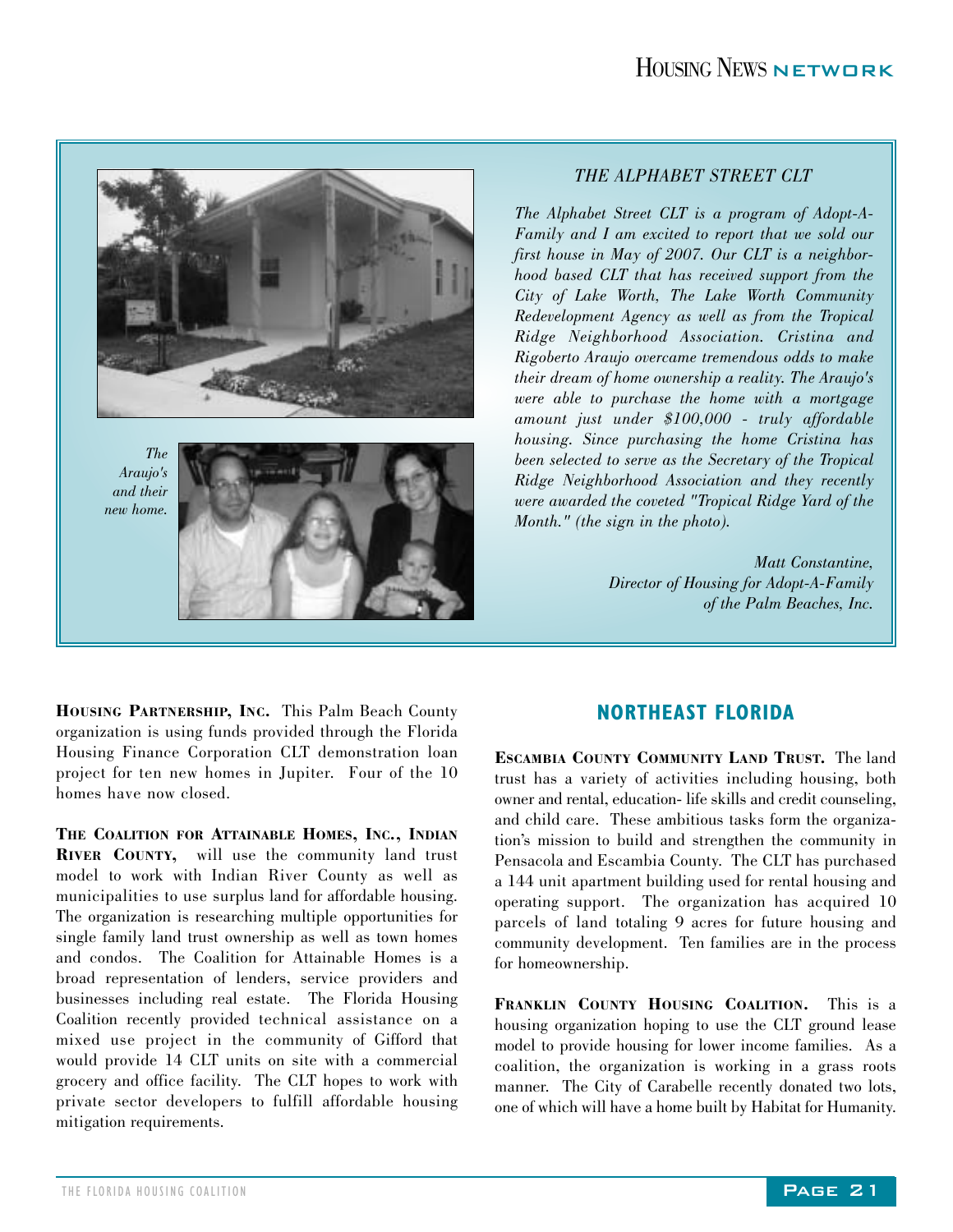### *THE ALPHABET STREET CLT*

*The Alphabet Street CLT is a program of Adopt-A-Family and I am excited to report that we sold our first house in May of 2007. Our CLT is a neighborhood based CLT that has received support from the City of Lake Worth, The Lake Worth Community Redevelopment Agency as well as from the Tropical Ridge Neighborhood Association. Cristina and Rigoberto Araujo overcame tremendous odds to make their dream of home ownership a reality. The Araujo's were able to purchase the home with a mortgage amount just under $100,000 - truly affordable housing. Since purchasing the home Cristina has been selected to serve as the Secretary of the Tropical Ridge Neighborhood Association and they recently were awarded the coveted "Tropical Ridge Yard of the Month." (the sign in the photo).*

*Matt Constantine,*
*Director of Housing for Adopt-A-Family*
*of the Palm Beaches, Inc.*

*The Araujo's and their new home.*

**HOUSING PARTNERSHIP, INC.** This Palm Beach County organization is using funds provided through the Florida Housing Finance Corporation CLT demonstration loan project for ten new homes in Jupiter. Four of the 10 homes have now closed.

**THE COALITION FOR ATTAINABLE HOMES, INC., INDIAN RIVER COUNTY,** will use the community land trust model to work with Indian River County as well as municipalities to use surplus land for affordable housing. The organization is researching multiple opportunities for single family land trust ownership as well as town homes and condos. The Coalition for Attainable Homes is a broad representation of lenders, service providers and businesses including real estate. The Florida Housing Coalition recently provided technical assistance on a mixed use project in the community of Gifford that would provide 14 CLT units on site with a commercial grocery and office facility. The CLT hopes to work with private sector developers to fulfill affordable housing mitigation requirements.

## NORTHEAST FLORIDA

**ESCAMBIA COUNTY COMMUNITY LAND TRUST.** The land trust has a variety of activities including housing, both owner and rental, education- life skills and credit counseling, and child care. These ambitious tasks form the organization's mission to build and strengthen the community in Pensacola and Escambia County. The CLT has purchased a 144 unit apartment building used for rental housing and operating support. The organization has acquired 10 parcels of land totaling 9 acres for future housing and community development. Ten families are in the process for homeownership.

**FRANKLIN COUNTY HOUSING COALITION.** This is a housing organization hoping to use the CLT ground lease model to provide housing for lower income families. As a coalition, the organization is working in a grass roots manner. The City of Carabelle recently donated two lots, one of which will have a home built by Habitat for Humanity.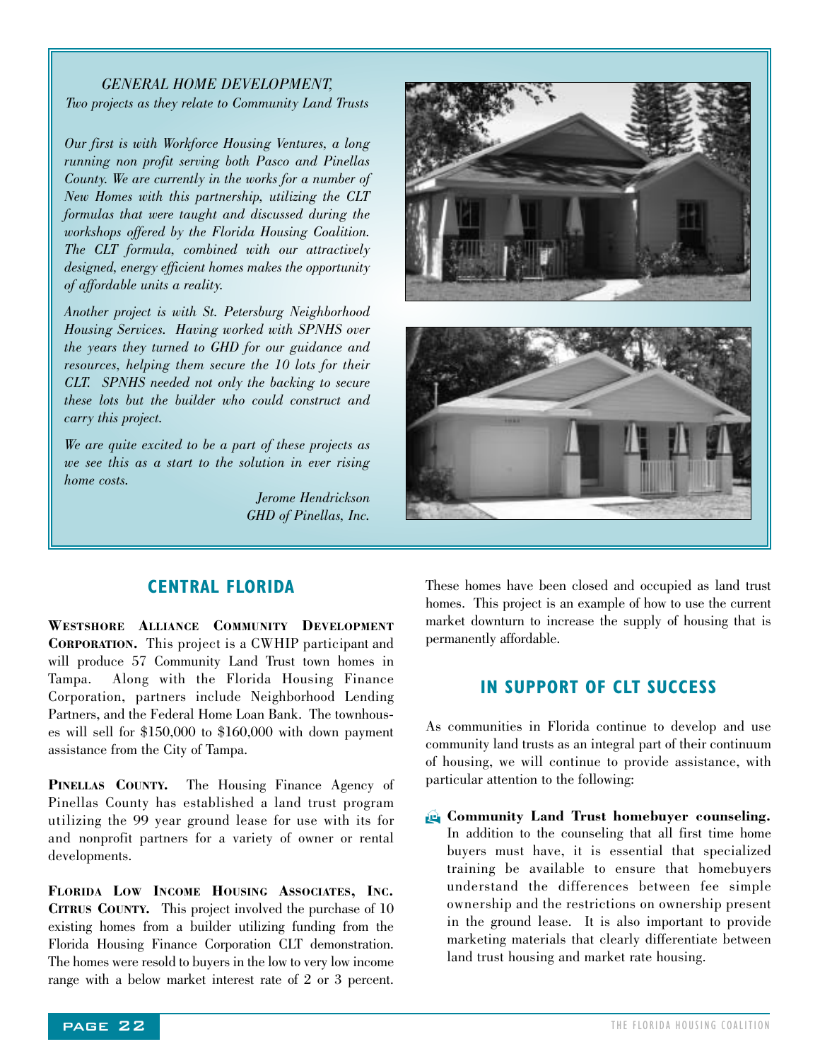*GENERAL HOME DEVELOPMENT,*
*Two projects as they relate to Community Land Trusts*

*Our first is with Workforce Housing Ventures, a long running non profit serving both Pasco and Pinellas County. We are currently in the works for a number of New Homes with this partnership, utilizing the CLT formulas that were taught and discussed during the workshops offered by the Florida Housing Coalition. The CLT formula, combined with our attractively designed, energy efficient homes makes the opportunity of affordable units a reality.*

*Another project is with St. Petersburg Neighborhood Housing Services. Having worked with SPNHS over the years they turned to GHD for our guidance and resources, helping them secure the 10 lots for their CLT. SPNHS needed not only the backing to secure these lots but the builder who could construct and carry this project.*

*We are quite excited to be a part of these projects as we see this as a start to the solution in ever rising home costs.*

*Jerome Hendrickson*
*GHD of Pinellas, Inc.*

## CENTRAL FLORIDA

**WESTSHORE ALLIANCE COMMUNITY DEVELOPMENT CORPORATION.** This project is a CWHIP participant and will produce 57 Community Land Trust town homes in Tampa. Along with the Florida Housing Finance Corporation, partners include Neighborhood Lending Partners, and the Federal Home Loan Bank. The townhouses will sell for $150,000 to $160,000 with down payment assistance from the City of Tampa.

**PINELLAS COUNTY.** The Housing Finance Agency of Pinellas County has established a land trust program utilizing the 99 year ground lease for use with its for and nonprofit partners for a variety of owner or rental developments.

**FLORIDA LOW INCOME HOUSING ASSOCIATES, INC. CITRUS COUNTY.** This project involved the purchase of 10 existing homes from a builder utilizing funding from the Florida Housing Finance Corporation CLT demonstration. The homes were resold to buyers in the low to very low income range with a below market interest rate of 2 or 3 percent. These homes have been closed and occupied as land trust homes. This project is an example of how to use the current market downturn to increase the supply of housing that is permanently affordable.

## IN SUPPORT OF CLT SUCCESS

As communities in Florida continue to develop and use community land trusts as an integral part of their continuum of housing, we will continue to provide assistance, with particular attention to the following:

- **Community Land Trust homebuyer counseling.** In addition to the counseling that all first time home buyers must have, it is essential that specialized training be available to ensure that homebuyers understand the differences between fee simple ownership and the restrictions on ownership present in the ground lease. It is also important to provide marketing materials that clearly differentiate between land trust housing and market rate housing.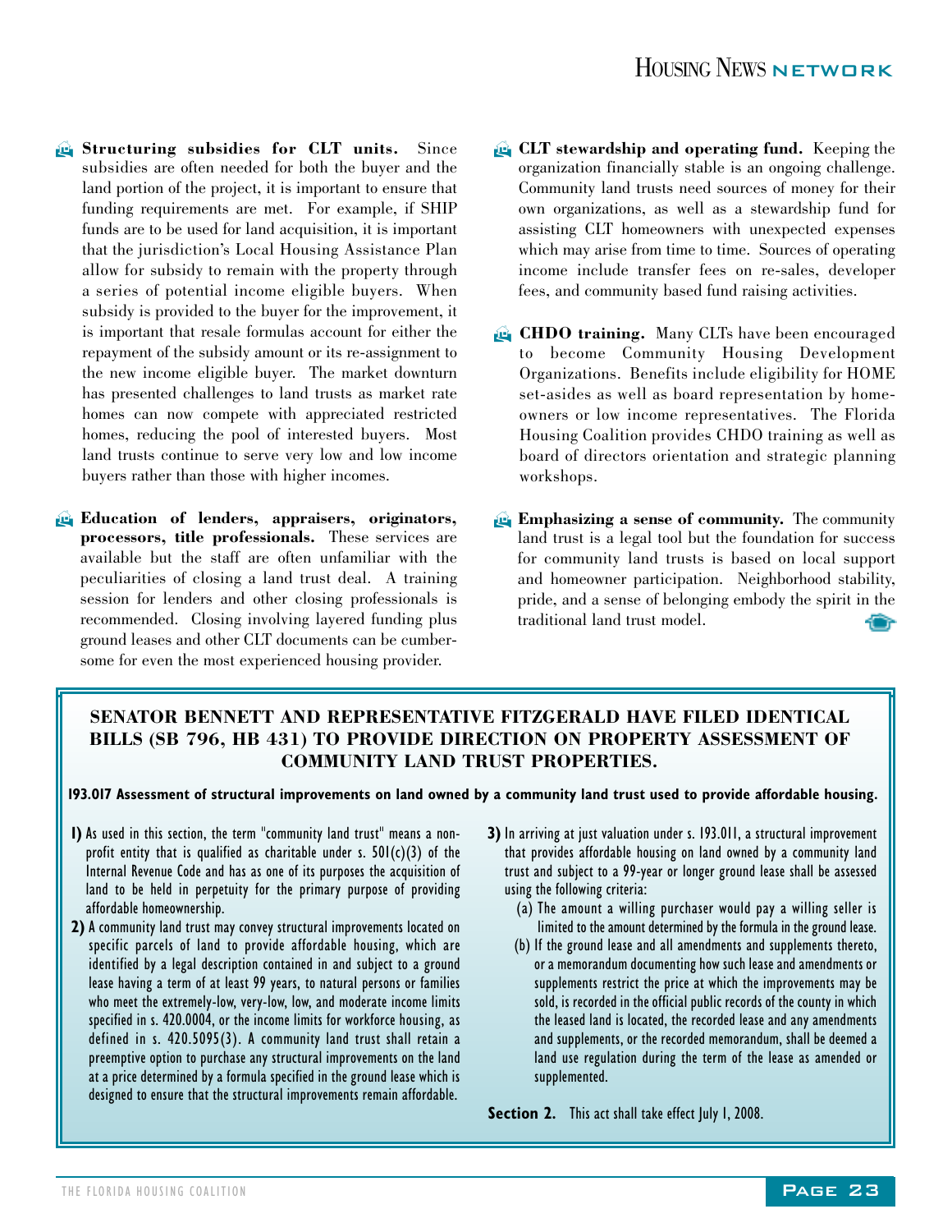- **Structuring subsidies for CLT units.** Since subsidies are often needed for both the buyer and the land portion of the project, it is important to ensure that funding requirements are met. For example, if SHIP funds are to be used for land acquisition, it is important that the jurisdiction's Local Housing Assistance Plan allow for subsidy to remain with the property through a series of potential income eligible buyers. When subsidy is provided to the buyer for the improvement, it is important that resale formulas account for either the repayment of the subsidy amount or its re-assignment to the new income eligible buyer. The market downturn has presented challenges to land trusts as market rate homes can now compete with appreciated restricted homes, reducing the pool of interested buyers. Most land trusts continue to serve very low and low income buyers rather than those with higher incomes.

- **Education of lenders, appraisers, originators, processors, title professionals.** These services are available but the staff are often unfamiliar with the peculiarities of closing a land trust deal. A training session for lenders and other closing professionals is recommended. Closing involving layered funding plus ground leases and other CLT documents can be cumbersome for even the most experienced housing provider.

- **CLT stewardship and operating fund.** Keeping the organization financially stable is an ongoing challenge. Community land trusts need sources of money for their own organizations, as well as a stewardship fund for assisting CLT homeowners with unexpected expenses which may arise from time to time. Sources of operating income include transfer fees on re-sales, developer fees, and community based fund raising activities.

- **CHDO training.** Many CLTs have been encouraged to become Community Housing Development Organizations. Benefits include eligibility for HOME set-asides as well as board representation by homeowners or low income representatives. The Florida Housing Coalition provides CHDO training as well as board of directors orientation and strategic planning workshops.

- **Emphasizing a sense of community.** The community land trust is a legal tool but the foundation for success for community land trusts is based on local support and homeowner participation. Neighborhood stability, pride, and a sense of belonging embody the spirit in the traditional land trust model.

## SENATOR BENNETT AND REPRESENTATIVE FITZGERALD HAVE FILED IDENTICAL BILLS (SB 796, HB 431) TO PROVIDE DIRECTION ON PROPERTY ASSESSMENT OF COMMUNITY LAND TRUST PROPERTIES.

**193.017 Assessment of structural improvements on land owned by a community land trust used to provide affordable housing.**

**1)** As used in this section, the term "community land trust" means a nonprofit entity that is qualified as charitable under s. 501(c)(3) of the Internal Revenue Code and has as one of its purposes the acquisition of land to be held in perpetuity for the primary purpose of providing affordable homeownership.

**2)** A community land trust may convey structural improvements located on specific parcels of land to provide affordable housing, which are identified by a legal description contained in and subject to a ground lease having a term of at least 99 years, to natural persons or families who meet the extremely-low, very-low, low, and moderate income limits specified in s. 420.0004, or the income limits for workforce housing, as defined in s. 420.5095(3). A community land trust shall retain a preemptive option to purchase any structural improvements on the land at a price determined by a formula specified in the ground lease which is designed to ensure that the structural improvements remain affordable.

**3)** In arriving at just valuation under s. 193.011, a structural improvement that provides affordable housing on land owned by a community land trust and subject to a 99-year or longer ground lease shall be assessed using the following criteria:

(a) The amount a willing purchaser would pay a willing seller is limited to the amount determined by the formula in the ground lease.

(b) If the ground lease and all amendments and supplements thereto, or a memorandum documenting how such lease and amendments or supplements restrict the price at which the improvements may be sold, is recorded in the official public records of the county in which the leased land is located, the recorded lease and any amendments and supplements, or the recorded memorandum, shall be deemed a land use regulation during the term of the lease as amended or supplemented.

**Section 2.** This act shall take effect July 1, 2008.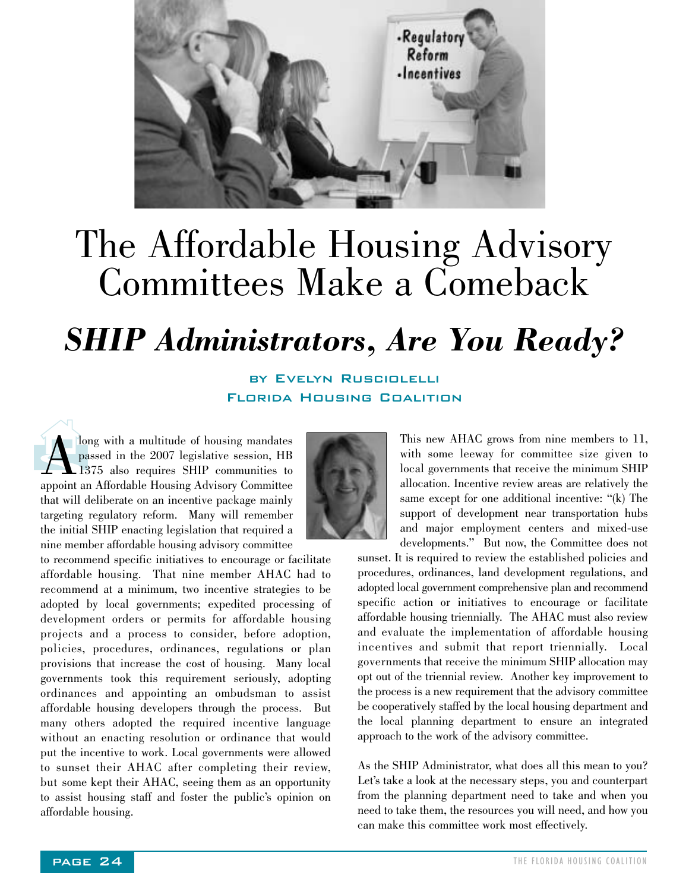# The Affordable Housing Advisory Committees Make a Comeback

## *SHIP Administrators, Are You Ready?*

BY EVELYN RUSCIOLELLI
FLORIDA HOUSING COALITION

Along with a multitude of housing mandates passed in the 2007 legislative session, HB 1375 also requires SHIP communities to appoint an Affordable Housing Advisory Committee that will deliberate on an incentive package mainly targeting regulatory reform. Many will remember the initial SHIP enacting legislation that required a nine member affordable housing advisory committee to recommend specific initiatives to encourage or facilitate affordable housing. That nine member AHAC had to recommend at a minimum, two incentive strategies to be adopted by local governments; expedited processing of development orders or permits for affordable housing projects and a process to consider, before adoption, policies, procedures, ordinances, regulations or plan provisions that increase the cost of housing. Many local governments took this requirement seriously, adopting ordinances and appointing an ombudsman to assist affordable housing developers through the process. But many others adopted the required incentive language without an enacting resolution or ordinance that would put the incentive to work. Local governments were allowed to sunset their AHAC after completing their review, but some kept their AHAC, seeing them as an opportunity to assist housing staff and foster the public's opinion on affordable housing.

This new AHAC grows from nine members to 11, with some leeway for committee size given to local governments that receive the minimum SHIP allocation. Incentive review areas are relatively the same except for one additional incentive: "(k) The support of development near transportation hubs and major employment centers and mixed-use developments." But now, the Committee does not sunset. It is required to review the established policies and procedures, ordinances, land development regulations, and adopted local government comprehensive plan and recommend specific action or initiatives to encourage or facilitate affordable housing triennially. The AHAC must also review and evaluate the implementation of affordable housing incentives and submit that report triennially. Local governments that receive the minimum SHIP allocation may opt out of the triennial review. Another key improvement to the process is a new requirement that the advisory committee be cooperatively staffed by the local housing department and the local planning department to ensure an integrated approach to the work of the advisory committee.

As the SHIP Administrator, what does all this mean to you? Let's take a look at the necessary steps, you and counterpart from the planning department need to take and when you need to take them, the resources you will need, and how you can make this committee work most effectively.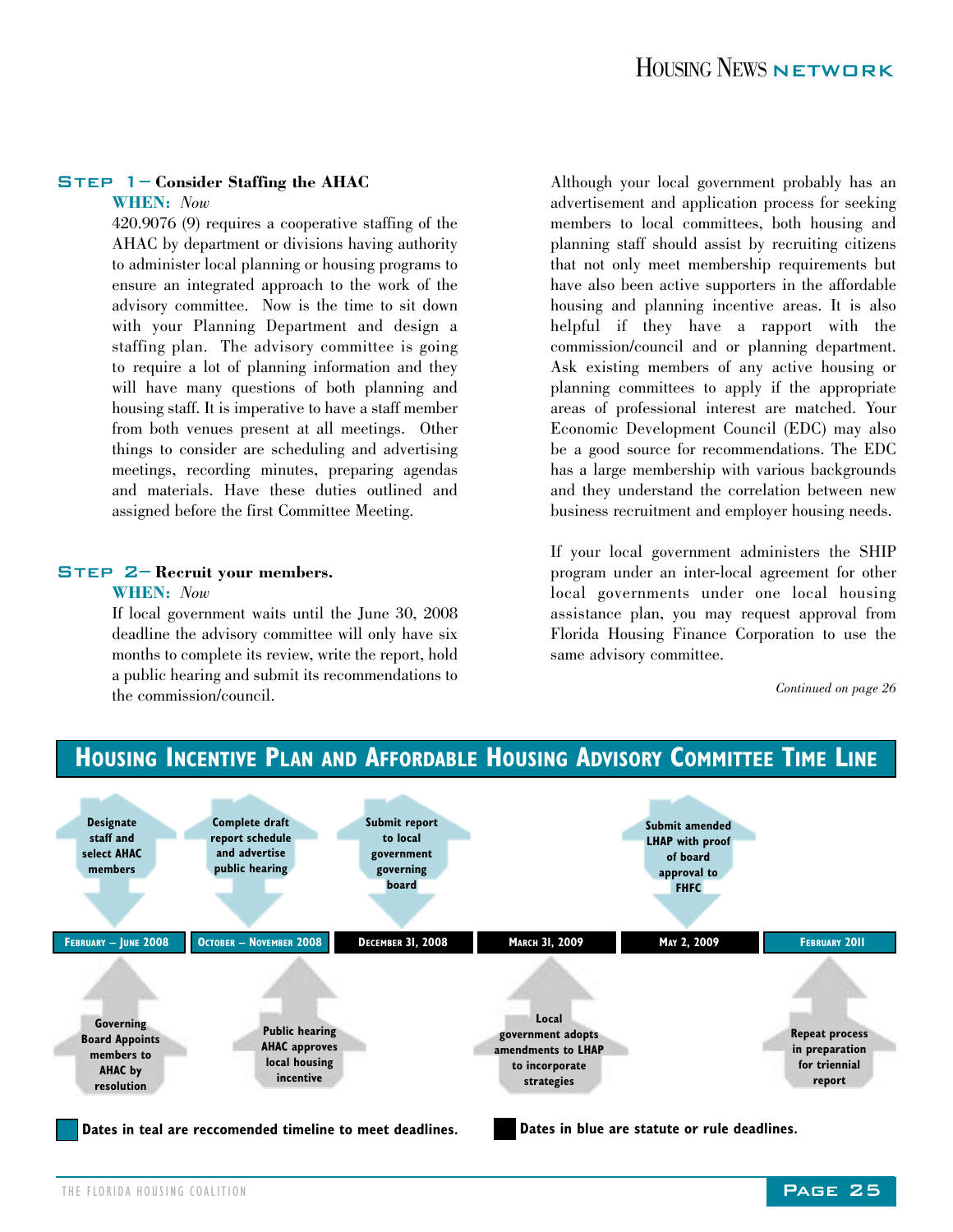### Step 1 – Consider Staffing the AHAC

**WHEN:** *Now*

420.9076 (9) requires a cooperative staffing of the AHAC by department or divisions having authority to administer local planning or housing programs to ensure an integrated approach to the work of the advisory committee. Now is the time to sit down with your Planning Department and design a staffing plan. The advisory committee is going to require a lot of planning information and they will have many questions of both planning and housing staff. It is imperative to have a staff member from both venues present at all meetings. Other things to consider are scheduling and advertising meetings, recording minutes, preparing agendas and materials. Have these duties outlined and assigned before the first Committee Meeting.

### Step 2 – Recruit your members.

**WHEN:** *Now*

If local government waits until the June 30, 2008 deadline the advisory committee will only have six months to complete its review, write the report, hold a public hearing and submit its recommendations to the commission/council.

Although your local government probably has an advertisement and application process for seeking members to local committees, both housing and planning staff should assist by recruiting citizens that not only meet membership requirements but have also been active supporters in the affordable housing and planning incentive areas. It is also helpful if they have a rapport with the commission/council and or planning department. Ask existing members of any active housing or planning committees to apply if the appropriate areas of professional interest are matched. Your Economic Development Council (EDC) may also be a good source for recommendations. The EDC has a large membership with various backgrounds and they understand the correlation between new business recruitment and employer housing needs.

If your local government administers the SHIP program under an inter-local agreement for other local governments under one local housing assistance plan, you may request approval from Florida Housing Finance Corporation to use the same advisory committee.

*Continued on page 26*

## Housing Incentive Plan and Affordable Housing Advisory Committee Time Line

| February – June 2008 | October – November 2008 | December 31, 2008 | March 31, 2009 | May 2, 2009 | February 2011 |
|---|---|---|---|---|---|
| Designate staff and select AHAC members | Complete draft report schedule and advertise public hearing | Submit report to local government governing board | | Submit amended LHAP with proof of board approval to FHFC | |
| Governing Board Appoints members to AHAC by resolution | Public hearing AHAC approves local housing incentive | | Local government adopts amendments to LHAP to incorporate strategies | | Repeat process in preparation for triennial report |

**Dates in teal are reccomended timeline to meet deadlines.**

**Dates in blue are statute or rule deadlines.**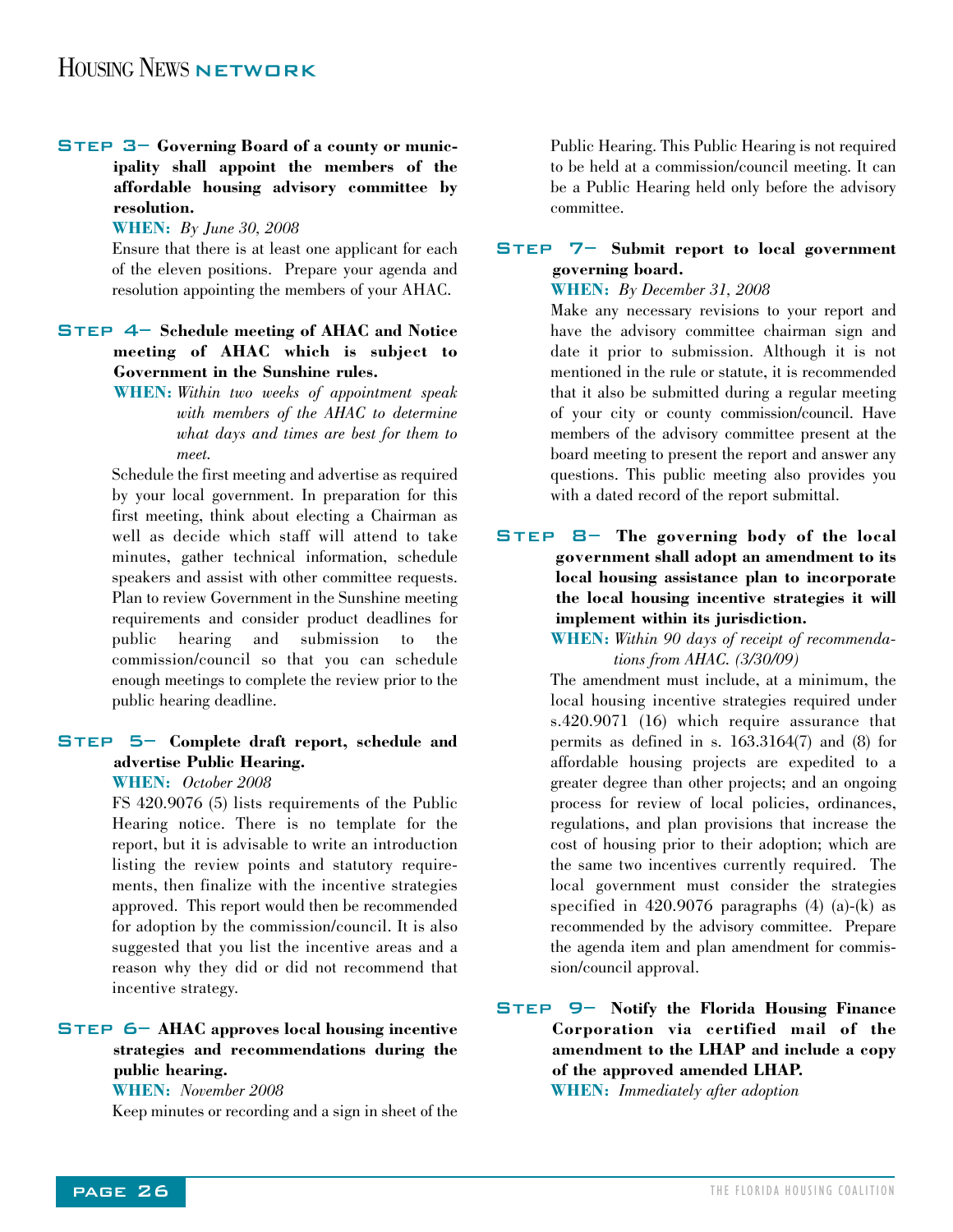**STEP 3– Governing Board of a county or municipality shall appoint the members of the affordable housing advisory committee by resolution.**

**WHEN:** *By June 30, 2008*

Ensure that there is at least one applicant for each of the eleven positions. Prepare your agenda and resolution appointing the members of your AHAC.

**STEP 4– Schedule meeting of AHAC and Notice meeting of AHAC which is subject to Government in the Sunshine rules.**

**WHEN:** *Within two weeks of appointment speak with members of the AHAC to determine what days and times are best for them to meet.*

Schedule the first meeting and advertise as required by your local government. In preparation for this first meeting, think about electing a Chairman as well as decide which staff will attend to take minutes, gather technical information, schedule speakers and assist with other committee requests. Plan to review Government in the Sunshine meeting requirements and consider product deadlines for public hearing and submission to the commission/council so that you can schedule enough meetings to complete the review prior to the public hearing deadline.

**STEP 5– Complete draft report, schedule and advertise Public Hearing.**

**WHEN:** *October 2008*

FS 420.9076 (5) lists requirements of the Public Hearing notice. There is no template for the report, but it is advisable to write an introduction listing the review points and statutory requirements, then finalize with the incentive strategies approved. This report would then be recommended for adoption by the commission/council. It is also suggested that you list the incentive areas and a reason why they did or did not recommend that incentive strategy.

**STEP 6– AHAC approves local housing incentive strategies and recommendations during the public hearing.**

**WHEN:** *November 2008*

Keep minutes or recording and a sign in sheet of the Public Hearing. This Public Hearing is not required to be held at a commission/council meeting. It can be a Public Hearing held only before the advisory committee.

**STEP 7– Submit report to local government governing board.**

**WHEN:** *By December 31, 2008*

Make any necessary revisions to your report and have the advisory committee chairman sign and date it prior to submission. Although it is not mentioned in the rule or statute, it is recommended that it also be submitted during a regular meeting of your city or county commission/council. Have members of the advisory committee present at the board meeting to present the report and answer any questions. This public meeting also provides you with a dated record of the report submittal.

**STEP 8– The governing body of the local government shall adopt an amendment to its local housing assistance plan to incorporate the local housing incentive strategies it will implement within its jurisdiction.**

**WHEN:** *Within 90 days of receipt of recommendations from AHAC. (3/30/09)*

The amendment must include, at a minimum, the local housing incentive strategies required under s.420.9071 (16) which require assurance that permits as defined in s. 163.3164(7) and (8) for affordable housing projects are expedited to a greater degree than other projects; and an ongoing process for review of local policies, ordinances, regulations, and plan provisions that increase the cost of housing prior to their adoption; which are the same two incentives currently required. The local government must consider the strategies specified in 420.9076 paragraphs (4) (a)-(k) as recommended by the advisory committee. Prepare the agenda item and plan amendment for commission/council approval.

**STEP 9– Notify the Florida Housing Finance Corporation via certified mail of the amendment to the LHAP and include a copy of the approved amended LHAP.**

**WHEN:** *Immediately after adoption*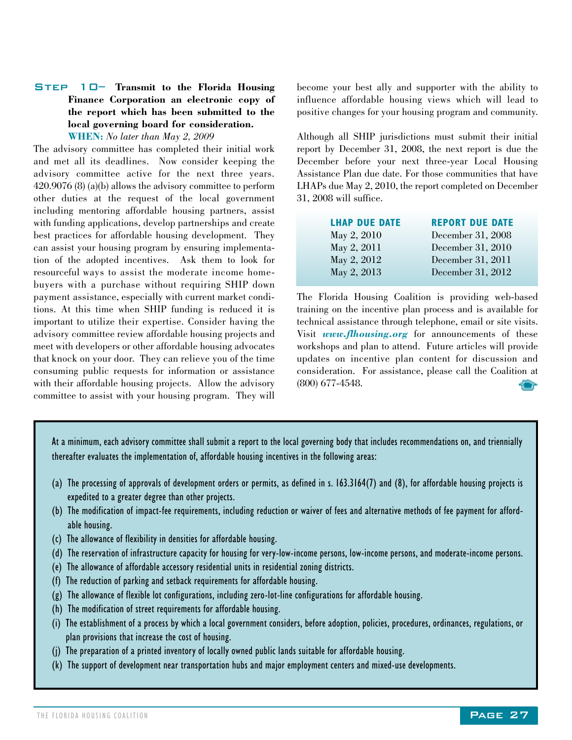**Step 10– Transmit to the Florida Housing Finance Corporation an electronic copy of the report which has been submitted to the local governing board for consideration.**

**WHEN:** *No later than May 2, 2009*

The advisory committee has completed their initial work and met all its deadlines. Now consider keeping the advisory committee active for the next three years. 420.9076 (8) (a)(b) allows the advisory committee to perform other duties at the request of the local government including mentoring affordable housing partners, assist with funding applications, develop partnerships and create best practices for affordable housing development. They can assist your housing program by ensuring implementation of the adopted incentives. Ask them to look for resourceful ways to assist the moderate income homebuyers with a purchase without requiring SHIP down payment assistance, especially with current market conditions. At this time when SHIP funding is reduced it is important to utilize their expertise. Consider having the advisory committee review affordable housing projects and meet with developers or other affordable housing advocates that knock on your door. They can relieve you of the time consuming public requests for information or assistance with their affordable housing projects. Allow the advisory committee to assist with your housing program. They will become your best ally and supporter with the ability to influence affordable housing views which will lead to positive changes for your housing program and community.

Although all SHIP jurisdictions must submit their initial report by December 31, 2008, the next report is due the December before your next three-year Local Housing Assistance Plan due date. For those communities that have LHAPs due May 2, 2010, the report completed on December 31, 2008 will suffice.

| LHAP DUE DATE | REPORT DUE DATE |
|---|---|
| May 2, 2010 | December 31, 2008 |
| May 2, 2011 | December 31, 2010 |
| May 2, 2012 | December 31, 2011 |
| May 2, 2013 | December 31, 2012 |

The Florida Housing Coalition is providing web-based training on the incentive plan process and is available for technical assistance through telephone, email or site visits. Visit ***www.flhousing.org*** for announcements of these workshops and plan to attend. Future articles will provide updates on incentive plan content for discussion and consideration. For assistance, please call the Coalition at (800) 677-4548.

---

At a minimum, each advisory committee shall submit a report to the local governing body that includes recommendations on, and triennially thereafter evaluates the implementation of, affordable housing incentives in the following areas:

(a) The processing of approvals of development orders or permits, as defined in s. 163.3164(7) and (8), for affordable housing projects is expedited to a greater degree than other projects.
(b) The modification of impact-fee requirements, including reduction or waiver of fees and alternative methods of fee payment for affordable housing.
(c) The allowance of flexibility in densities for affordable housing.
(d) The reservation of infrastructure capacity for housing for very-low-income persons, low-income persons, and moderate-income persons.
(e) The allowance of affordable accessory residential units in residential zoning districts.
(f) The reduction of parking and setback requirements for affordable housing.
(g) The allowance of flexible lot configurations, including zero-lot-line configurations for affordable housing.
(h) The modification of street requirements for affordable housing.
(i) The establishment of a process by which a local government considers, before adoption, policies, procedures, ordinances, regulations, or plan provisions that increase the cost of housing.
(j) The preparation of a printed inventory of locally owned public lands suitable for affordable housing.
(k) The support of development near transportation hubs and major employment centers and mixed-use developments.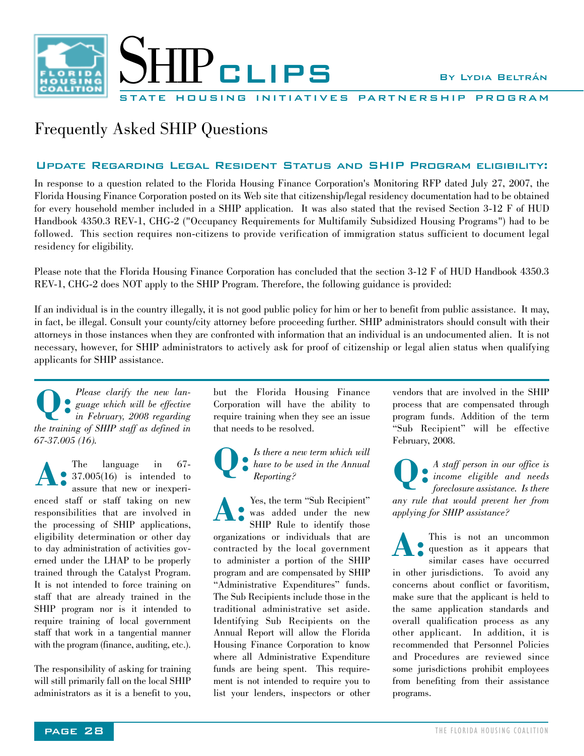# SHIP CLIPS

By Lydia Beltrán

STATE HOUSING INITIATIVES PARTNERSHIP PROGRAM

## Frequently Asked SHIP Questions

### Update Regarding Legal Resident Status and SHIP Program eligibility:

In response to a question related to the Florida Housing Finance Corporation's Monitoring RFP dated July 27, 2007, the Florida Housing Finance Corporation posted on its Web site that citizenship/legal residency documentation had to be obtained for every household member included in a SHIP application. It was also stated that the revised Section 3-12 F of HUD Handbook 4350.3 REV-1, CHG-2 ("Occupancy Requirements for Multifamily Subsidized Housing Programs") had to be followed. This section requires non-citizens to provide verification of immigration status sufficient to document legal residency for eligibility.

Please note that the Florida Housing Finance Corporation has concluded that the section 3-12 F of HUD Handbook 4350.3 REV-1, CHG-2 does NOT apply to the SHIP Program. Therefore, the following guidance is provided:

If an individual is in the country illegally, it is not good public policy for him or her to benefit from public assistance. It may, in fact, be illegal. Consult your county/city attorney before proceeding further. SHIP administrators should consult with their attorneys in those instances when they are confronted with information that an individual is an undocumented alien. It is not necessary, however, for SHIP administrators to actively ask for proof of citizenship or legal alien status when qualifying applicants for SHIP assistance.

**Q:** *Please clarify the new language which will be effective in February, 2008 regarding the training of SHIP staff as defined in 67-37.005 (16).*

**A:** The language in 67-37.005(16) is intended to assure that new or inexperienced staff or staff taking on new responsibilities that are involved in the processing of SHIP applications, eligibility determination or other day to day administration of activities governed under the LHAP to be properly trained through the Catalyst Program. It is not intended to force training on staff that are already trained in the SHIP program nor is it intended to require training of local government staff that work in a tangential manner with the program (finance, auditing, etc.).

The responsibility of asking for training will still primarily fall on the local SHIP administrators as it is a benefit to you, but the Florida Housing Finance Corporation will have the ability to require training when they see an issue that needs to be resolved.

**Q:** *Is there a new term which will have to be used in the Annual Reporting?*

**A:** Yes, the term "Sub Recipient" was added under the new SHIP Rule to identify those organizations or individuals that are contracted by the local government to administer a portion of the SHIP program and are compensated by SHIP "Administrative Expenditures" funds. The Sub Recipients include those in the traditional administrative set aside. Identifying Sub Recipients on the Annual Report will allow the Florida Housing Finance Corporation to know where all Administrative Expenditure funds are being spent. This requirement is not intended to require you to list your lenders, inspectors or other vendors that are involved in the SHIP process that are compensated through program funds. Addition of the term "Sub Recipient" will be effective February, 2008.

**Q:** *A staff person in our office is income eligible and needs foreclosure assistance. Is there any rule that would prevent her from applying for SHIP assistance?*

**A:** This is not an uncommon question as it appears that similar cases have occurred in other jurisdictions. To avoid any concerns about conflict or favoritism, make sure that the applicant is held to the same application standards and overall qualification process as any other applicant. In addition, it is recommended that Personnel Policies and Procedures are reviewed since some jurisdictions prohibit employees from benefiting from their assistance programs.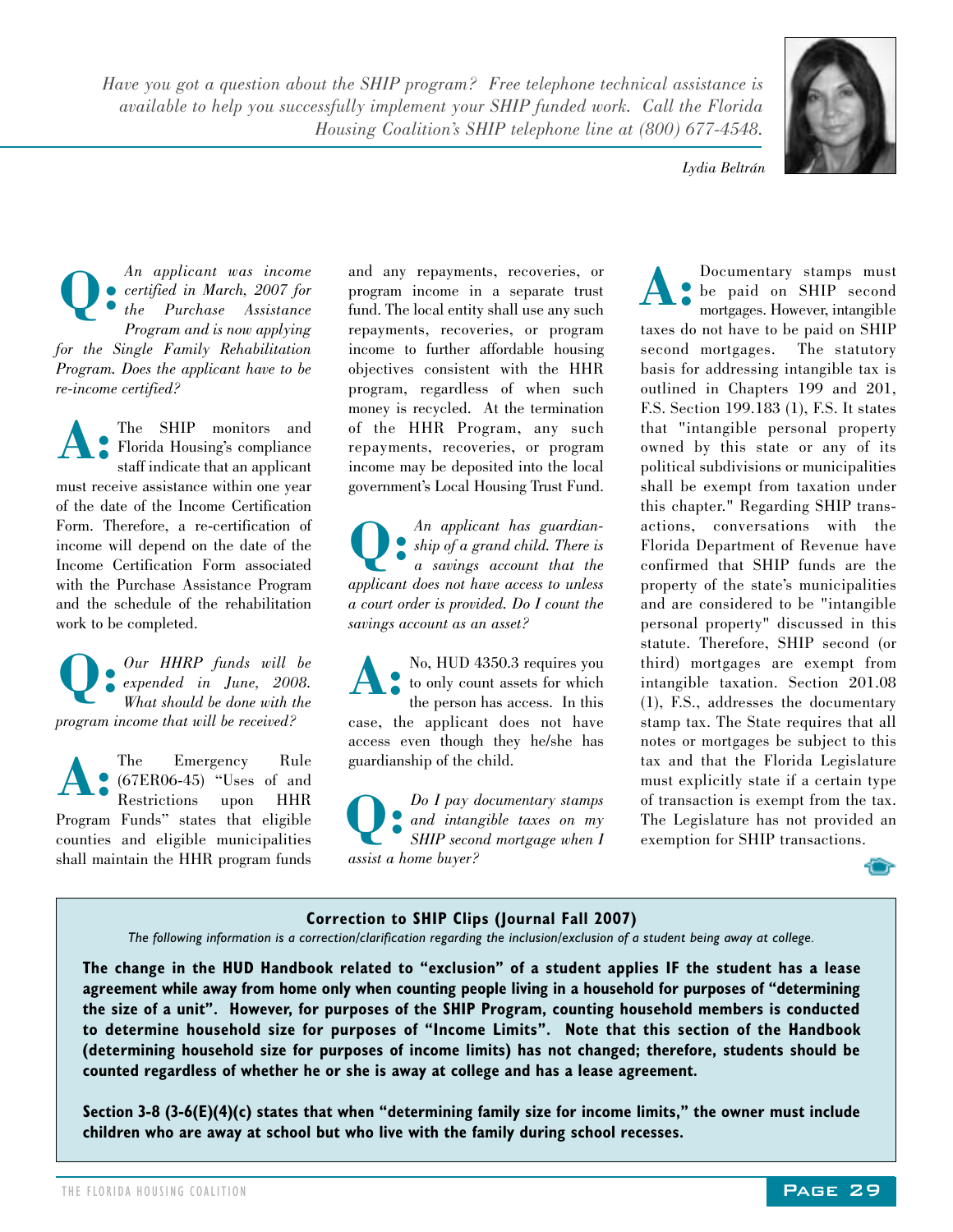*Have you got a question about the SHIP program? Free telephone technical assistance is available to help you successfully implement your SHIP funded work. Call the Florida Housing Coalition's SHIP telephone line at (800) 677-4548.*

*Lydia Beltrán*

**Q:** *An applicant was income certified in March, 2007 for the Purchase Assistance Program and is now applying for the Single Family Rehabilitation Program. Does the applicant have to be re-income certified?*

**A:** The SHIP monitors and Florida Housing's compliance staff indicate that an applicant must receive assistance within one year of the date of the Income Certification Form. Therefore, a re-certification of income will depend on the date of the Income Certification Form associated with the Purchase Assistance Program and the schedule of the rehabilitation work to be completed.

**Q:** *Our HHRP funds will be expended in June, 2008. What should be done with the program income that will be received?*

**A:** The Emergency Rule (67ER06-45) "Uses of and Restrictions upon HHR Program Funds" states that eligible counties and eligible municipalities shall maintain the HHR program funds and any repayments, recoveries, or program income in a separate trust fund. The local entity shall use any such repayments, recoveries, or program income to further affordable housing objectives consistent with the HHR program, regardless of when such money is recycled. At the termination of the HHR Program, any such repayments, recoveries, or program income may be deposited into the local government's Local Housing Trust Fund.

**Q:** *An applicant has guardianship of a grand child. There is a savings account that the applicant does not have access to unless a court order is provided. Do I count the savings account as an asset?*

**A:** No, HUD 4350.3 requires you to only count assets for which the person has access. In this case, the applicant does not have access even though they he/she has guardianship of the child.

**Q:** *Do I pay documentary stamps and intangible taxes on my SHIP second mortgage when I assist a home buyer?*

**A:** Documentary stamps must be paid on SHIP second mortgages. However, intangible taxes do not have to be paid on SHIP second mortgages. The statutory basis for addressing intangible tax is outlined in Chapters 199 and 201, F.S. Section 199.183 (1), F.S. It states that "intangible personal property owned by this state or any of its political subdivisions or municipalities shall be exempt from taxation under this chapter." Regarding SHIP transactions, conversations with the Florida Department of Revenue have confirmed that SHIP funds are the property of the state's municipalities and are considered to be "intangible personal property" discussed in this statute. Therefore, SHIP second (or third) mortgages are exempt from intangible taxation. Section 201.08 (1), F.S., addresses the documentary stamp tax. The State requires that all notes or mortgages be subject to this tax and that the Florida Legislature must explicitly state if a certain type of transaction is exempt from the tax. The Legislature has not provided an exemption for SHIP transactions.

### Correction to SHIP Clips (Journal Fall 2007)

*The following information is a correction/clarification regarding the inclusion/exclusion of a student being away at college.*

**The change in the HUD Handbook related to "exclusion" of a student applies IF the student has a lease agreement while away from home only when counting people living in a household for purposes of "determining the size of a unit". However, for purposes of the SHIP Program, counting household members is conducted to determine household size for purposes of "Income Limits". Note that this section of the Handbook (determining household size for purposes of income limits) has not changed; therefore, students should be counted regardless of whether he or she is away at college and has a lease agreement.**

**Section 3-8 (3-6(E)(4)(c) states that when "determining family size for income limits," the owner must include children who are away at school but who live with the family during school recesses.**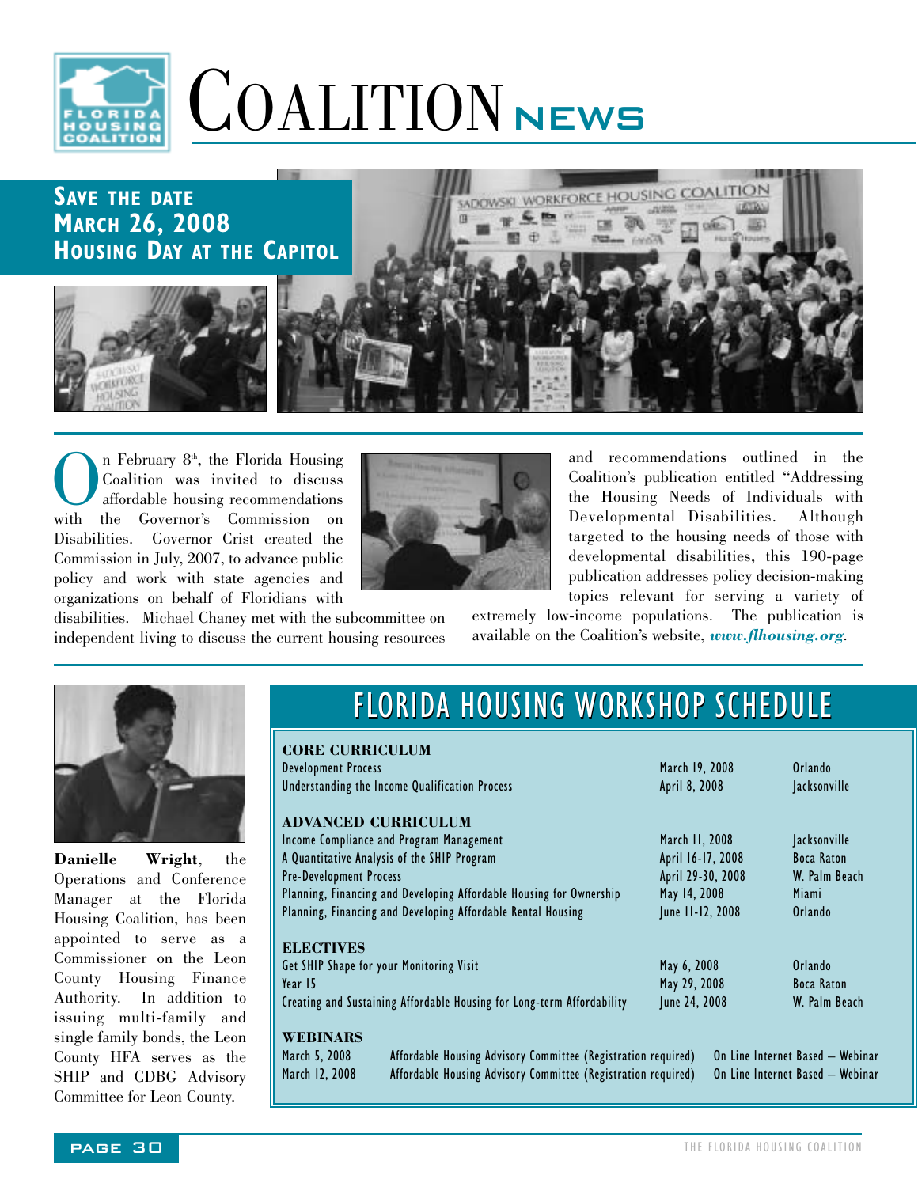# COALITION NEWS

## SAVE THE DATE
## MARCH 26, 2008
## HOUSING DAY AT THE CAPITOL

On February 8th, the Florida Housing Coalition was invited to discuss affordable housing recommendations with the Governor's Commission on Disabilities. Governor Crist created the Commission in July, 2007, to advance public policy and work with state agencies and organizations on behalf of Floridians with disabilities. Michael Chaney met with the subcommittee on independent living to discuss the current housing resources and recommendations outlined in the Coalition's publication entitled "Addressing the Housing Needs of Individuals with Developmental Disabilities. Although targeted to the housing needs of those with developmental disabilities, this 190-page publication addresses policy decision-making topics relevant for serving a variety of extremely low-income populations. The publication is available on the Coalition's website, ***www.flhousing.org***.

**Danielle Wright**, the Operations and Conference Manager at the Florida Housing Coalition, has been appointed to serve as a Commissioner on the Leon County Housing Finance Authority. In addition to issuing multi-family and single family bonds, the Leon County HFA serves as the SHIP and CDBG Advisory Committee for Leon County.

## FLORIDA HOUSING WORKSHOP SCHEDULE

**CORE CURRICULUM**

| | | |
|---|---|---|
| Development Process | March 19, 2008 | Orlando |
| Understanding the Income Qualification Process | April 8, 2008 | Jacksonville |

**ADVANCED CURRICULUM**

| | | |
|---|---|---|
| Income Compliance and Program Management | March 11, 2008 | Jacksonville |
| A Quantitative Analysis of the SHIP Program | April 16-17, 2008 | Boca Raton |
| Pre-Development Process | April 29-30, 2008 | W. Palm Beach |
| Planning, Financing and Developing Affordable Housing for Ownership | May 14, 2008 | Miami |
| Planning, Financing and Developing Affordable Rental Housing | June 11-12, 2008 | Orlando |

**ELECTIVES**

| | | |
|---|---|---|
| Get SHIP Shape for your Monitoring Visit | May 6, 2008 | Orlando |
| Year 15 | May 29, 2008 | Boca Raton |
| Creating and Sustaining Affordable Housing for Long-term Affordability | June 24, 2008 | W. Palm Beach |

**WEBINARS**

| | | |
|---|---|---|
| March 5, 2008 | Affordable Housing Advisory Committee (Registration required) | On Line Internet Based – Webinar |
| March 12, 2008 | Affordable Housing Advisory Committee (Registration required) | On Line Internet Based – Webinar |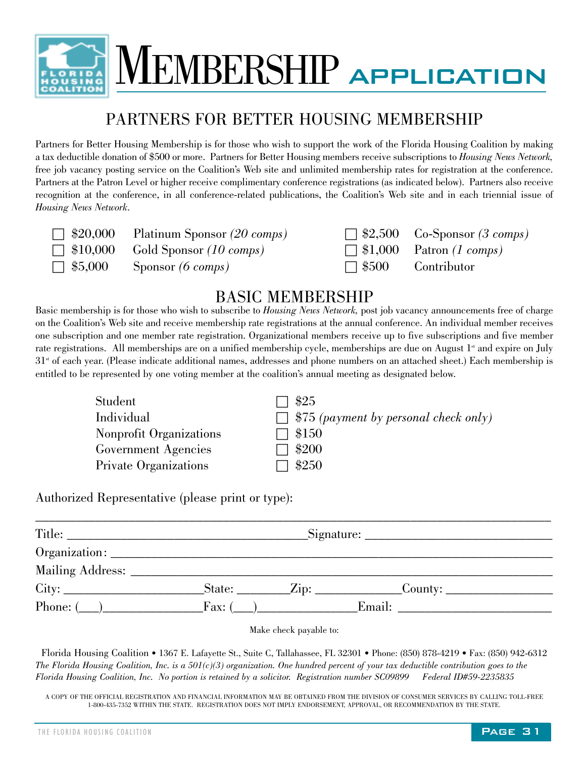# MEMBERSHIP APPLICATION

## PARTNERS FOR BETTER HOUSING MEMBERSHIP

Partners for Better Housing Membership is for those who wish to support the work of the Florida Housing Coalition by making a tax deductible donation of $500 or more. Partners for Better Housing members receive subscriptions to *Housing News Network*, free job vacancy posting service on the Coalition's Web site and unlimited membership rates for registration at the conference. Partners at the Patron Level or higher receive complimentary conference registrations (as indicated below). Partners also receive recognition at the conference, in all conference-related publications, the Coalition's Web site and in each triennial issue of *Housing News Network*.

- ☐ $20,000 Platinum Sponsor *(20 comps)*
- ☐ $10,000 Gold Sponsor *(10 comps)*
- ☐ $5,000 Sponsor *(6 comps)*
- ☐ $2,500 Co-Sponsor *(3 comps)*
- ☐ $1,000 Patron *(1 comps)*
- ☐ $500 Contributor

## BASIC MEMBERSHIP

Basic membership is for those who wish to subscribe to *Housing News Network*, post job vacancy announcements free of charge on the Coalition's Web site and receive membership rate registrations at the annual conference. An individual member receives one subscription and one member rate registration. Organizational members receive up to five subscriptions and five member rate registrations. All memberships are on a unified membership cycle, memberships are due on August 1st and expire on July 31st of each year. (Please indicate additional names, addresses and phone numbers on an attached sheet.) Each membership is entitled to be represented by one voting member at the coalition's annual meeting as designated below.

| | |
|---|---|
| Student | ☐ $25 |
| Individual | ☐ $75 *(payment by personal check only)* |
| Nonprofit Organizations | ☐ $150 |
| Government Agencies | ☐ $200 |
| Private Organizations | ☐ $250 |

Authorized Representative (please print or type):

______________________________________________

Title: ______________________ Signature: ______________________

Organization: ______________________________________________

Mailing Address: ______________________________________________

City: ______________ State: ________ Zip: ____________ County: ______________

Phone: (___)______________ Fax: (___)______________ Email: ______________________

Make check payable to:

Florida Housing Coalition • 1367 E. Lafayette St., Suite C, Tallahassee, FL 32301 • Phone: (850) 878-4219 • Fax: (850) 942-6312

*The Florida Housing Coalition, Inc. is a 501(c)(3) organization. One hundred percent of your tax deductible contribution goes to the Florida Housing Coalition, Inc. No portion is retained by a solicitor. Registration number SC09899 Federal ID#59-2235835*

A COPY OF THE OFFICIAL REGISTRATION AND FINANCIAL INFORMATION MAY BE OBTAINED FROM THE DIVISION OF CONSUMER SERVICES BY CALLING TOLL-FREE 1-800-435-7352 WITHIN THE STATE. REGISTRATION DOES NOT IMPLY ENDORSEMENT, APPROVAL, OR RECOMMENDATION BY THE STATE.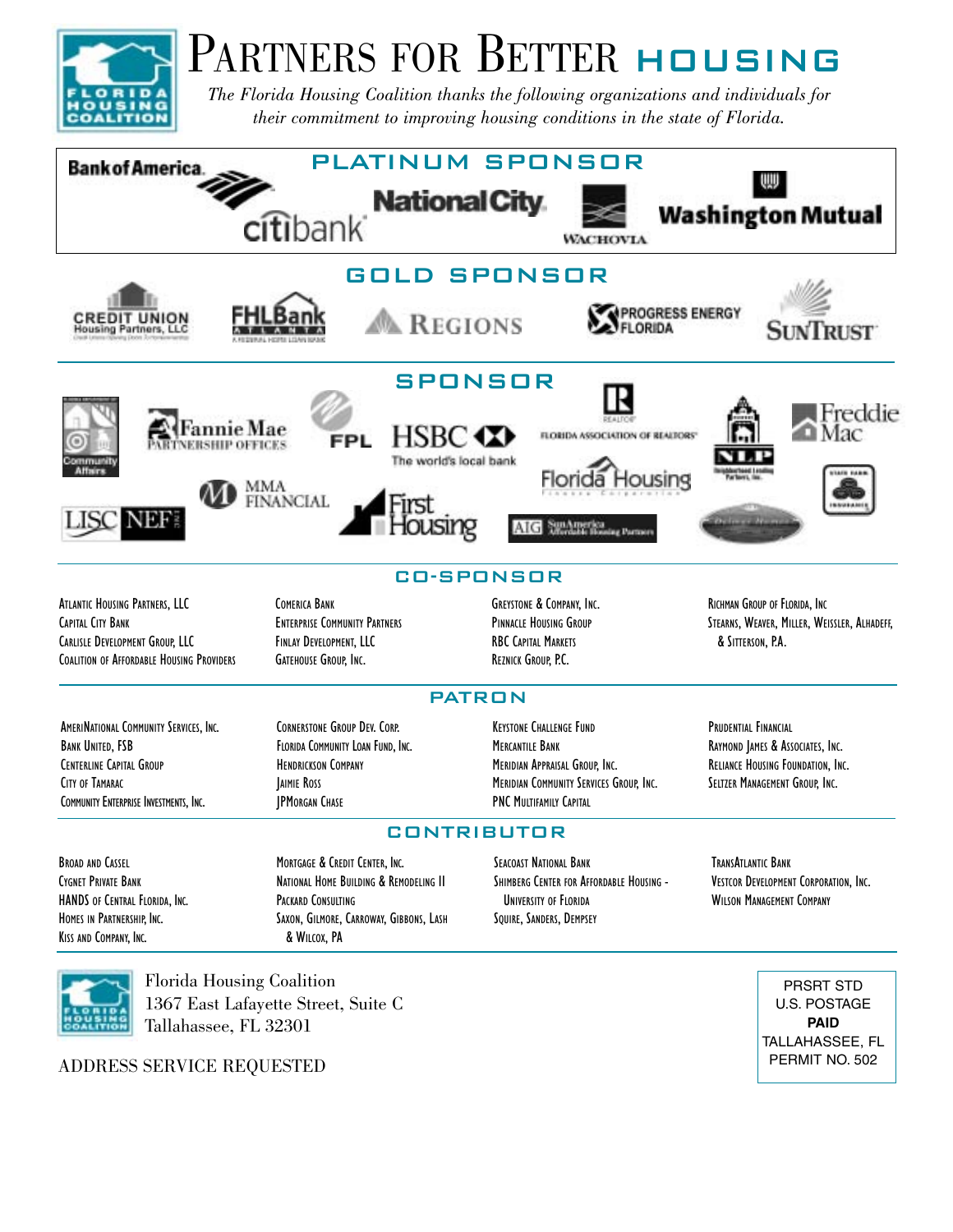# Partners for Better HOUSING

*The Florida Housing Coalition thanks the following organizations and individuals for their commitment to improving housing conditions in the state of Florida.*

## PLATINUM SPONSOR

Bank of America

citibank

National City

Wachovia

Washington Mutual

## GOLD SPONSOR

Credit Union Housing Partners, LLC

FHLBank Atlanta

Regions

Progress Energy Florida

SunTrust

## SPONSOR

Community Affairs

Fannie Mae Partnership Offices

FPL

HSBC The world's local bank

Florida Association of Realtors

NLP

Freddie Mac

LISC NEF

MMA Financial

First Housing

Florida Housing Finance Corporation

AIG SunAmerica Affordable Housing Partners

State Farm Insurance

## CO-SPONSOR

Atlantic Housing Partners, LLC
Capital City Bank
Carlisle Development Group, LLC
Coalition of Affordable Housing Providers
Comerica Bank
Enterprise Community Partners
Finlay Development, LLC
Gatehouse Group, Inc.
Greystone & Company, Inc.
Pinnacle Housing Group
RBC Capital Markets
Reznick Group, P.C.
Richman Group of Florida, Inc
Stearns, Weaver, Miller, Weissler, Alhadeff, & Sitterson, P.A.

## PATRON

AmeriNational Community Services, Inc.
Bank United, FSB
Centerline Capital Group
City of Tamarac
Community Enterprise Investments, Inc.
Cornerstone Group Dev. Corp.
Florida Community Loan Fund, Inc.
Hendrickson Company
Jaimie Ross
JPMorgan Chase
Keystone Challenge Fund
Mercantile Bank
Meridian Appraisal Group, Inc.
Meridian Community Services Group, Inc.
PNC Multifamily Capital
Prudential Financial
Raymond James & Associates, Inc.
Reliance Housing Foundation, Inc.
Seltzer Management Group, Inc.

## CONTRIBUTOR

Broad and Cassel
Cygnet Private Bank
HANDS of Central Florida, Inc.
Homes in Partnership, Inc.
Kiss and Company, Inc.
Mortgage & Credit Center, Inc.
National Home Building & Remodeling II
Packard Consulting
Saxon, Gilmore, Carroway, Gibbons, Lash & Wilcox, PA
Seacoast National Bank
Shimberg Center for Affordable Housing - University of Florida
Squire, Sanders, Dempsey
TransAtlantic Bank
Vestcor Development Corporation, Inc.
Wilson Management Company

Florida Housing Coalition
1367 East Lafayette Street, Suite C
Tallahassee, FL 32301

ADDRESS SERVICE REQUESTED

PRSRT STD
U.S. POSTAGE
**PAID**
TALLAHASSEE, FL
PERMIT NO. 502